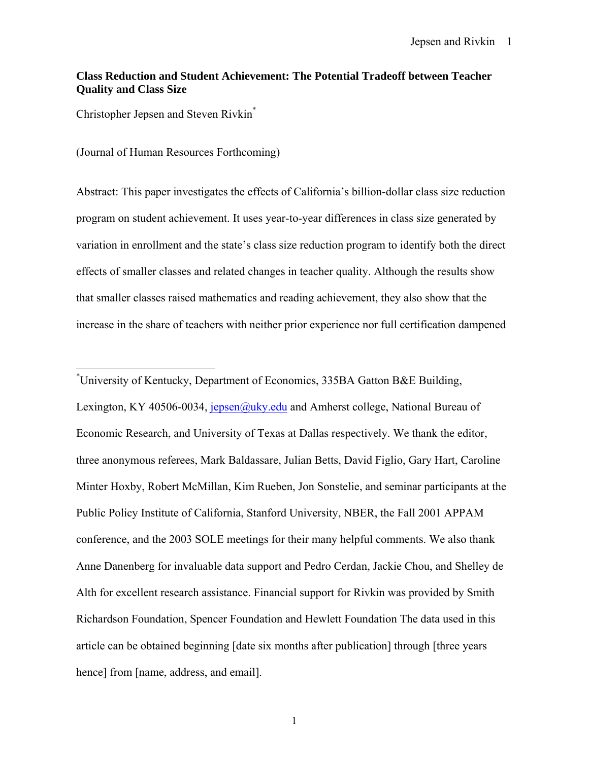**Class Reduction and Student Achievement: The Potential Tradeoff between Teacher Quality and Class Size**

Christopher Jepsen and Steven Rivkin[*]

(Journal of Human Resources Forthcoming)

Abstract: This paper investigates the effects of California's billion-dollar class size reduction program on student achievement. It uses year-to-year differences in class size generated by variation in enrollment and the state's class size reduction program to identify both the direct effects of smaller classes and related changes in teacher quality. Although the results show that smaller classes raised mathematics and reading achievement, they also show that the increase in the share of teachers with neither prior experience nor full certification dampened

---

[*] University of Kentucky, Department of Economics, 335BA Gatton B&E Building, Lexington, KY 40506-0034, jepsen@uky.edu and Amherst college, National Bureau of Economic Research, and University of Texas at Dallas respectively. We thank the editor, three anonymous referees, Mark Baldassare, Julian Betts, David Figlio, Gary Hart, Caroline Minter Hoxby, Robert McMillan, Kim Rueben, Jon Sonstelie, and seminar participants at the Public Policy Institute of California, Stanford University, NBER, the Fall 2001 APPAM conference, and the 2003 SOLE meetings for their many helpful comments. We also thank Anne Danenberg for invaluable data support and Pedro Cerdan, Jackie Chou, and Shelley de Alth for excellent research assistance. Financial support for Rivkin was provided by Smith Richardson Foundation, Spencer Foundation and Hewlett Foundation The data used in this article can be obtained beginning [date six months after publication] through [three years hence] from [name, address, and email].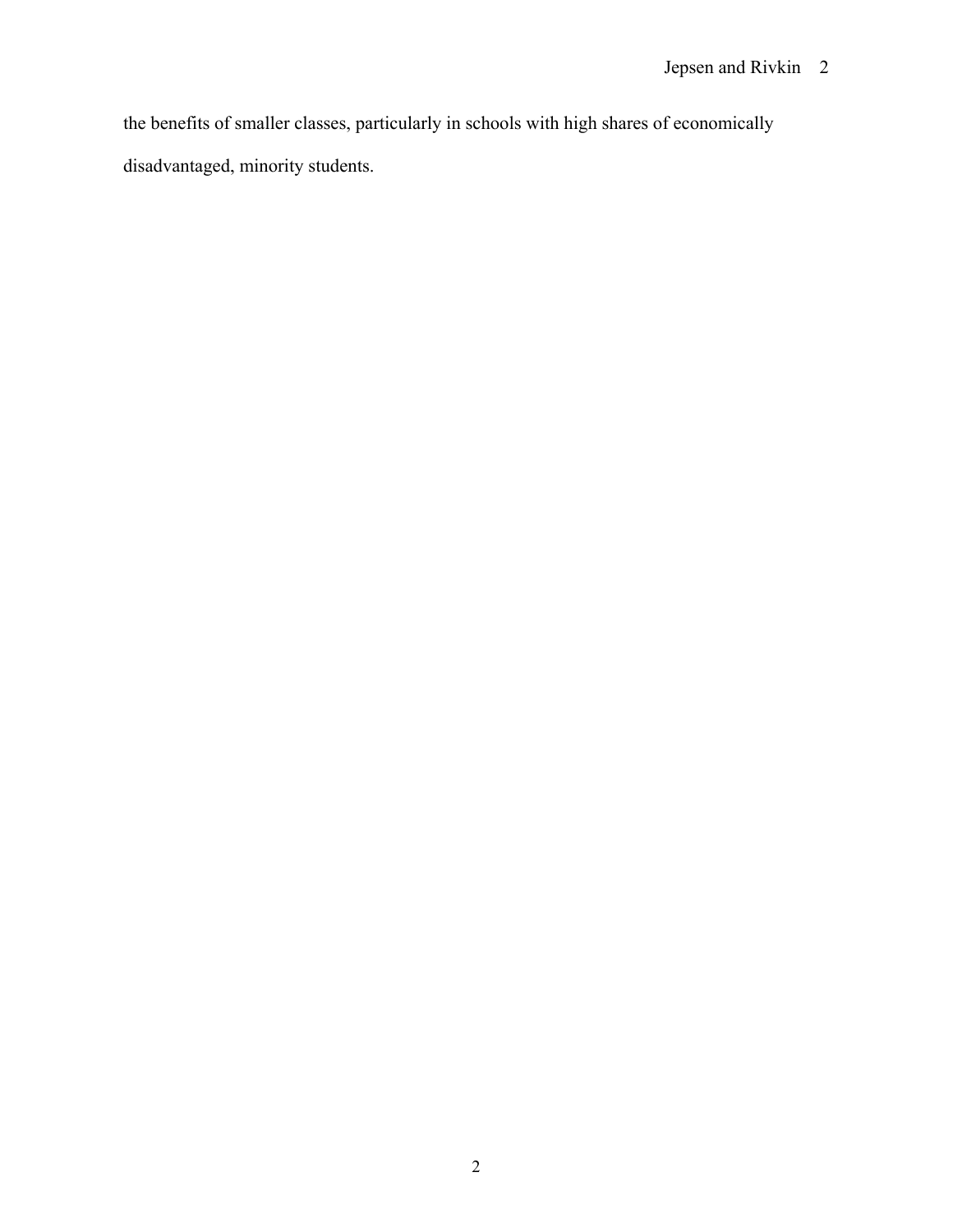the benefits of smaller classes, particularly in schools with high shares of economically disadvantaged, minority students.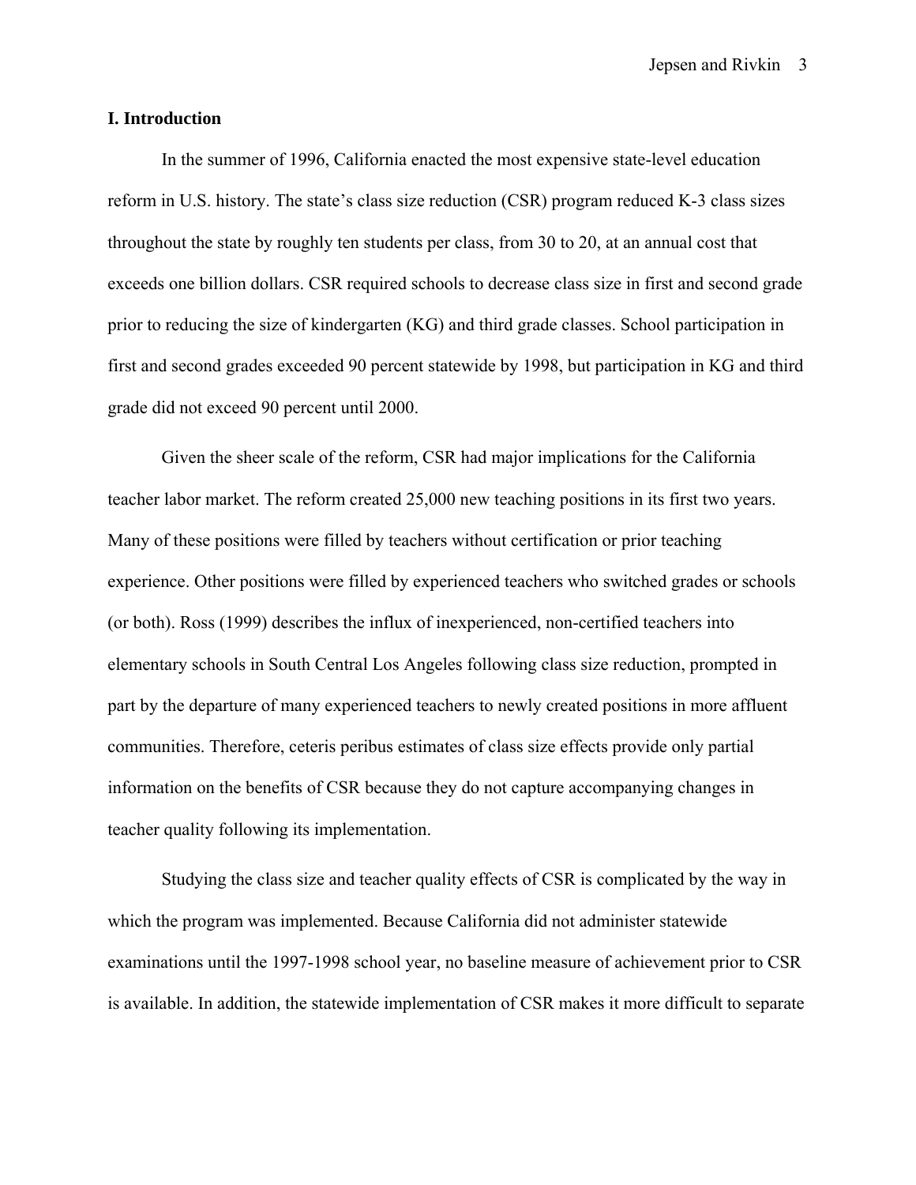## I. Introduction

In the summer of 1996, California enacted the most expensive state-level education reform in U.S. history. The state's class size reduction (CSR) program reduced K-3 class sizes throughout the state by roughly ten students per class, from 30 to 20, at an annual cost that exceeds one billion dollars. CSR required schools to decrease class size in first and second grade prior to reducing the size of kindergarten (KG) and third grade classes. School participation in first and second grades exceeded 90 percent statewide by 1998, but participation in KG and third grade did not exceed 90 percent until 2000.

Given the sheer scale of the reform, CSR had major implications for the California teacher labor market. The reform created 25,000 new teaching positions in its first two years. Many of these positions were filled by teachers without certification or prior teaching experience. Other positions were filled by experienced teachers who switched grades or schools (or both). Ross (1999) describes the influx of inexperienced, non-certified teachers into elementary schools in South Central Los Angeles following class size reduction, prompted in part by the departure of many experienced teachers to newly created positions in more affluent communities. Therefore, ceteris peribus estimates of class size effects provide only partial information on the benefits of CSR because they do not capture accompanying changes in teacher quality following its implementation.

Studying the class size and teacher quality effects of CSR is complicated by the way in which the program was implemented. Because California did not administer statewide examinations until the 1997-1998 school year, no baseline measure of achievement prior to CSR is available. In addition, the statewide implementation of CSR makes it more difficult to separate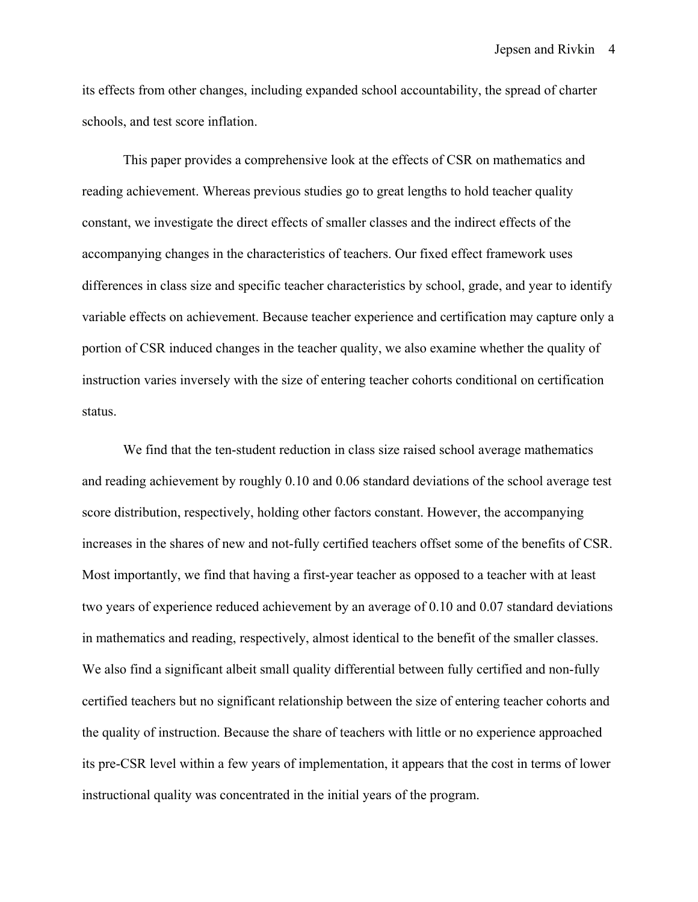its effects from other changes, including expanded school accountability, the spread of charter schools, and test score inflation.

This paper provides a comprehensive look at the effects of CSR on mathematics and reading achievement. Whereas previous studies go to great lengths to hold teacher quality constant, we investigate the direct effects of smaller classes and the indirect effects of the accompanying changes in the characteristics of teachers. Our fixed effect framework uses differences in class size and specific teacher characteristics by school, grade, and year to identify variable effects on achievement. Because teacher experience and certification may capture only a portion of CSR induced changes in the teacher quality, we also examine whether the quality of instruction varies inversely with the size of entering teacher cohorts conditional on certification status.

We find that the ten-student reduction in class size raised school average mathematics and reading achievement by roughly 0.10 and 0.06 standard deviations of the school average test score distribution, respectively, holding other factors constant. However, the accompanying increases in the shares of new and not-fully certified teachers offset some of the benefits of CSR. Most importantly, we find that having a first-year teacher as opposed to a teacher with at least two years of experience reduced achievement by an average of 0.10 and 0.07 standard deviations in mathematics and reading, respectively, almost identical to the benefit of the smaller classes. We also find a significant albeit small quality differential between fully certified and non-fully certified teachers but no significant relationship between the size of entering teacher cohorts and the quality of instruction. Because the share of teachers with little or no experience approached its pre-CSR level within a few years of implementation, it appears that the cost in terms of lower instructional quality was concentrated in the initial years of the program.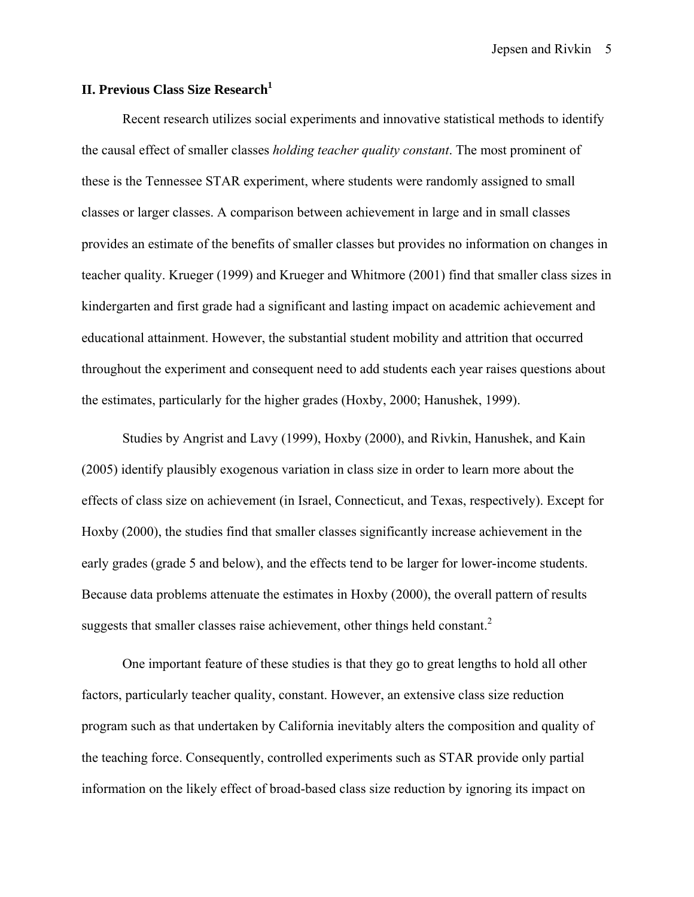## II. Previous Class Size Research[1]

Recent research utilizes social experiments and innovative statistical methods to identify the causal effect of smaller classes *holding teacher quality constant*. The most prominent of these is the Tennessee STAR experiment, where students were randomly assigned to small classes or larger classes. A comparison between achievement in large and in small classes provides an estimate of the benefits of smaller classes but provides no information on changes in teacher quality. Krueger (1999) and Krueger and Whitmore (2001) find that smaller class sizes in kindergarten and first grade had a significant and lasting impact on academic achievement and educational attainment. However, the substantial student mobility and attrition that occurred throughout the experiment and consequent need to add students each year raises questions about the estimates, particularly for the higher grades (Hoxby, 2000; Hanushek, 1999).

Studies by Angrist and Lavy (1999), Hoxby (2000), and Rivkin, Hanushek, and Kain (2005) identify plausibly exogenous variation in class size in order to learn more about the effects of class size on achievement (in Israel, Connecticut, and Texas, respectively). Except for Hoxby (2000), the studies find that smaller classes significantly increase achievement in the early grades (grade 5 and below), and the effects tend to be larger for lower-income students. Because data problems attenuate the estimates in Hoxby (2000), the overall pattern of results suggests that smaller classes raise achievement, other things held constant.[2]

One important feature of these studies is that they go to great lengths to hold all other factors, particularly teacher quality, constant. However, an extensive class size reduction program such as that undertaken by California inevitably alters the composition and quality of the teaching force. Consequently, controlled experiments such as STAR provide only partial information on the likely effect of broad-based class size reduction by ignoring its impact on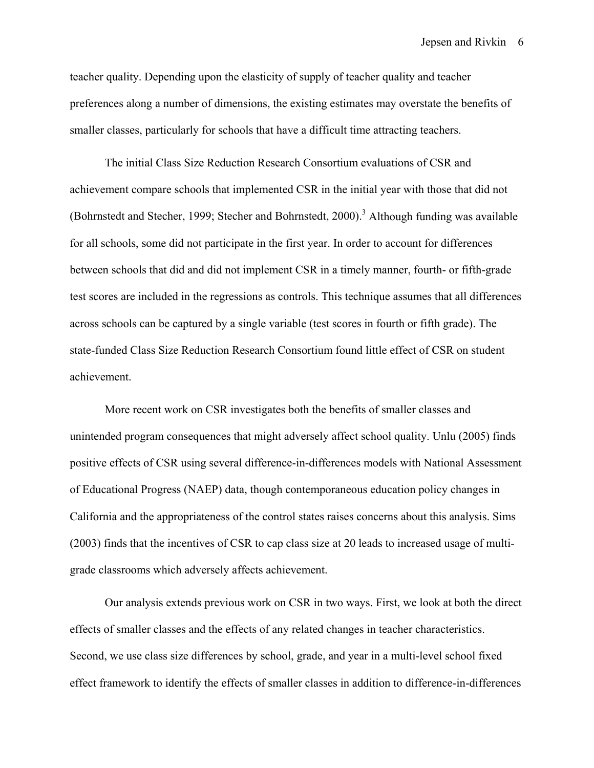teacher quality. Depending upon the elasticity of supply of teacher quality and teacher preferences along a number of dimensions, the existing estimates may overstate the benefits of smaller classes, particularly for schools that have a difficult time attracting teachers.

The initial Class Size Reduction Research Consortium evaluations of CSR and achievement compare schools that implemented CSR in the initial year with those that did not (Bohrnstedt and Stecher, 1999; Stecher and Bohrnstedt, 2000).[3] Although funding was available for all schools, some did not participate in the first year. In order to account for differences between schools that did and did not implement CSR in a timely manner, fourth- or fifth-grade test scores are included in the regressions as controls. This technique assumes that all differences across schools can be captured by a single variable (test scores in fourth or fifth grade). The state-funded Class Size Reduction Research Consortium found little effect of CSR on student achievement.

More recent work on CSR investigates both the benefits of smaller classes and unintended program consequences that might adversely affect school quality. Unlu (2005) finds positive effects of CSR using several difference-in-differences models with National Assessment of Educational Progress (NAEP) data, though contemporaneous education policy changes in California and the appropriateness of the control states raises concerns about this analysis. Sims (2003) finds that the incentives of CSR to cap class size at 20 leads to increased usage of multi-grade classrooms which adversely affects achievement.

Our analysis extends previous work on CSR in two ways. First, we look at both the direct effects of smaller classes and the effects of any related changes in teacher characteristics. Second, we use class size differences by school, grade, and year in a multi-level school fixed effect framework to identify the effects of smaller classes in addition to difference-in-differences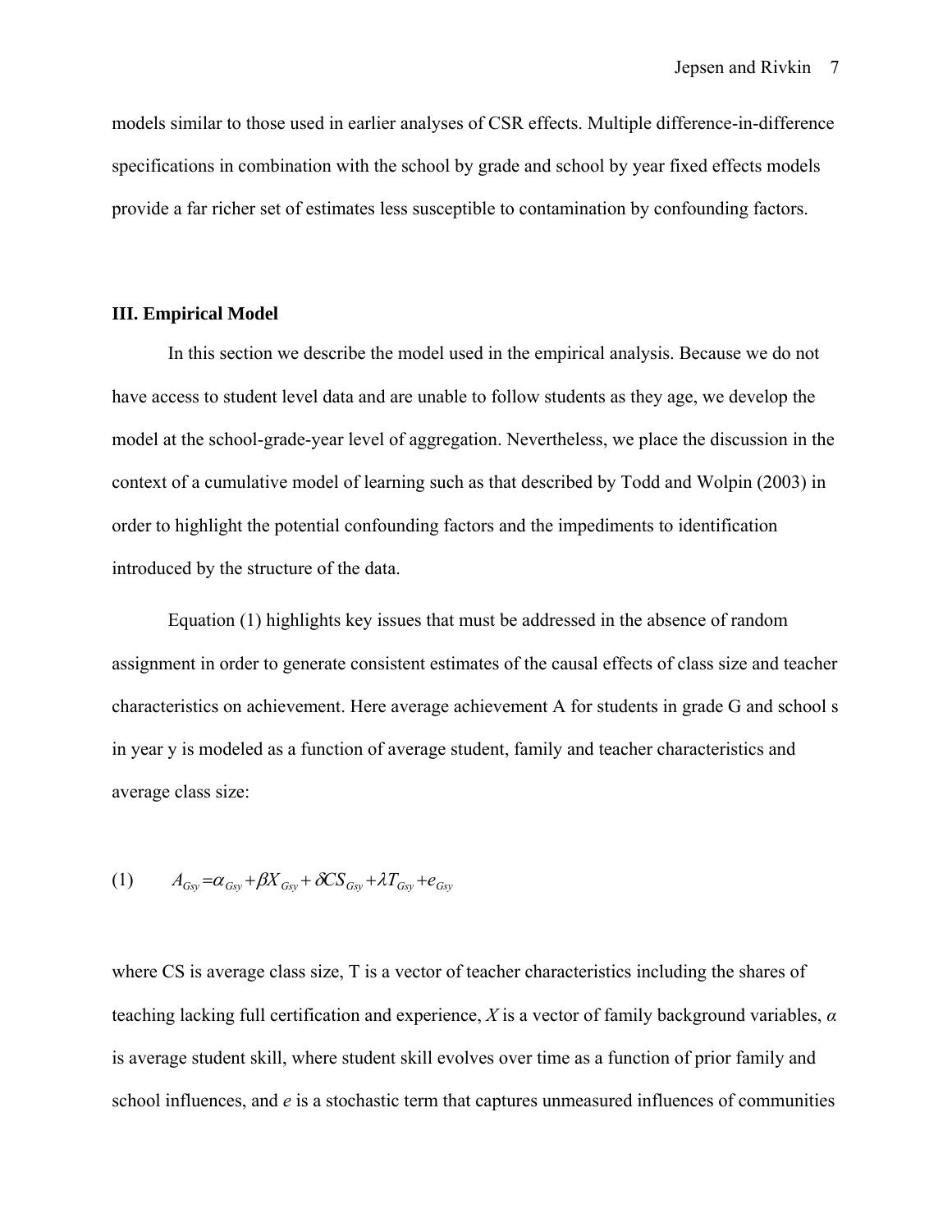models similar to those used in earlier analyses of CSR effects. Multiple difference-in-difference specifications in combination with the school by grade and school by year fixed effects models provide a far richer set of estimates less susceptible to contamination by confounding factors.

### III. Empirical Model

In this section we describe the model used in the empirical analysis. Because we do not have access to student level data and are unable to follow students as they age, we develop the model at the school-grade-year level of aggregation. Nevertheless, we place the discussion in the context of a cumulative model of learning such as that described by Todd and Wolpin (2003) in order to highlight the potential confounding factors and the impediments to identification introduced by the structure of the data.

Equation (1) highlights key issues that must be addressed in the absence of random assignment in order to generate consistent estimates of the causal effects of class size and teacher characteristics on achievement. Here average achievement A for students in grade G and school s in year y is modeled as a function of average student, family and teacher characteristics and average class size:

$$(1) \qquad A_{Gsy} = \alpha_{Gsy} + \beta X_{Gsy} + \delta CS_{Gsy} + \lambda T_{Gsy} + e_{Gsy}$$

where CS is average class size, T is a vector of teacher characteristics including the shares of teaching lacking full certification and experience, $X$ is a vector of family background variables, $\alpha$ is average student skill, where student skill evolves over time as a function of prior family and school influences, and $e$ is a stochastic term that captures unmeasured influences of communities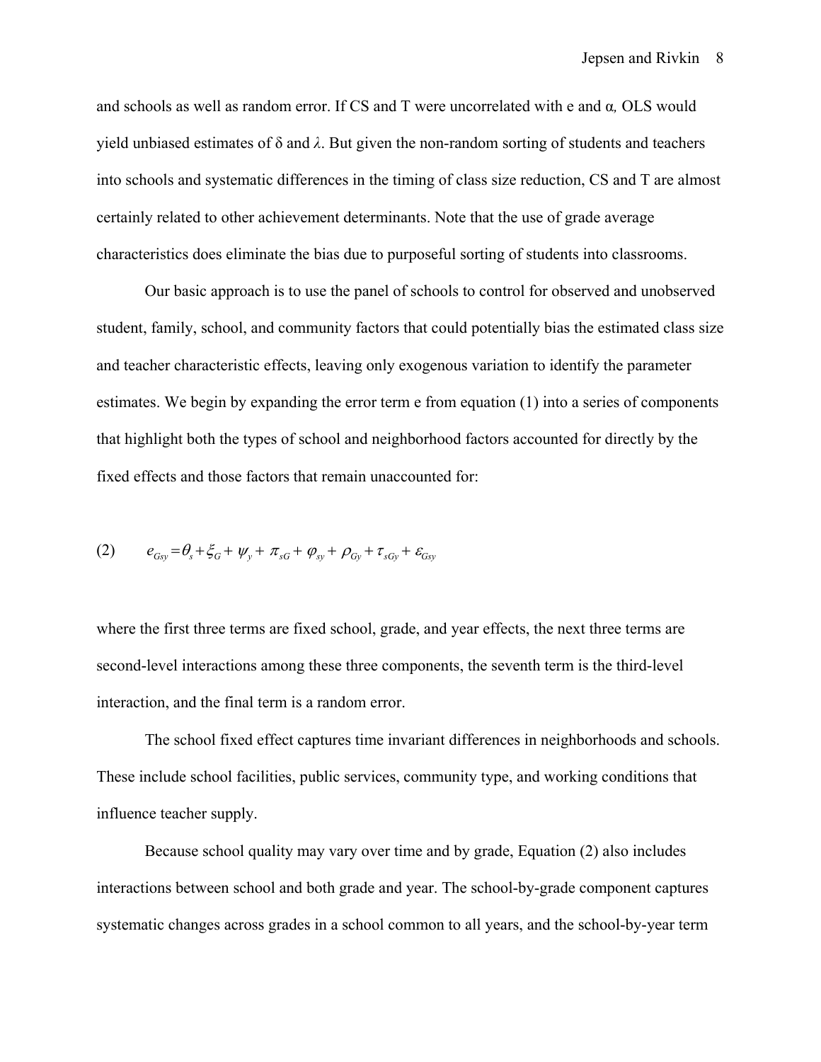and schools as well as random error. If CS and T were uncorrelated with e and $\alpha$, OLS would yield unbiased estimates of $\delta$ and $\lambda$. But given the non-random sorting of students and teachers into schools and systematic differences in the timing of class size reduction, CS and T are almost certainly related to other achievement determinants. Note that the use of grade average characteristics does eliminate the bias due to purposeful sorting of students into classrooms.

Our basic approach is to use the panel of schools to control for observed and unobserved student, family, school, and community factors that could potentially bias the estimated class size and teacher characteristic effects, leaving only exogenous variation to identify the parameter estimates. We begin by expanding the error term e from equation (1) into a series of components that highlight both the types of school and neighborhood factors accounted for directly by the fixed effects and those factors that remain unaccounted for:

$$(2) \qquad e_{Gsy} = \theta_s + \xi_G + \psi_y + \pi_{sG} + \varphi_{sy} + \rho_{Gy} + \tau_{sGy} + \varepsilon_{Gsy}$$

where the first three terms are fixed school, grade, and year effects, the next three terms are second-level interactions among these three components, the seventh term is the third-level interaction, and the final term is a random error.

The school fixed effect captures time invariant differences in neighborhoods and schools. These include school facilities, public services, community type, and working conditions that influence teacher supply.

Because school quality may vary over time and by grade, Equation (2) also includes interactions between school and both grade and year. The school-by-grade component captures systematic changes across grades in a school common to all years, and the school-by-year term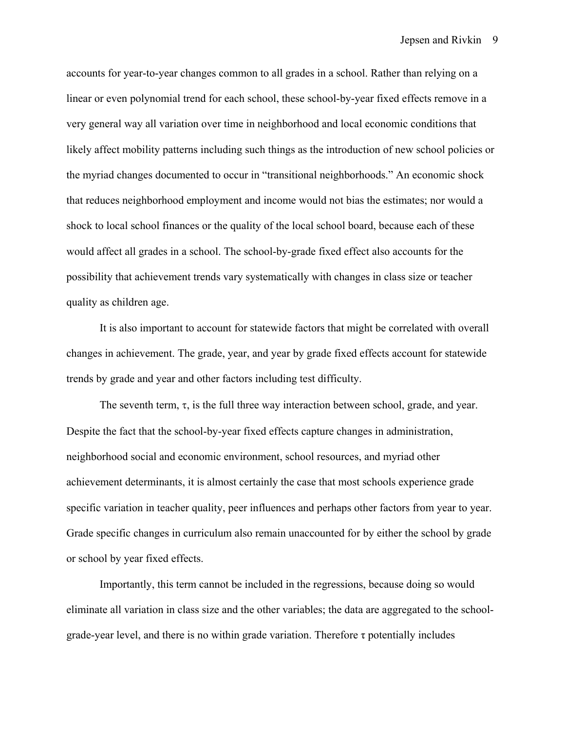accounts for year-to-year changes common to all grades in a school. Rather than relying on a linear or even polynomial trend for each school, these school-by-year fixed effects remove in a very general way all variation over time in neighborhood and local economic conditions that likely affect mobility patterns including such things as the introduction of new school policies or the myriad changes documented to occur in "transitional neighborhoods." An economic shock that reduces neighborhood employment and income would not bias the estimates; nor would a shock to local school finances or the quality of the local school board, because each of these would affect all grades in a school. The school-by-grade fixed effect also accounts for the possibility that achievement trends vary systematically with changes in class size or teacher quality as children age.

It is also important to account for statewide factors that might be correlated with overall changes in achievement. The grade, year, and year by grade fixed effects account for statewide trends by grade and year and other factors including test difficulty.

The seventh term, $\tau$, is the full three way interaction between school, grade, and year. Despite the fact that the school-by-year fixed effects capture changes in administration, neighborhood social and economic environment, school resources, and myriad other achievement determinants, it is almost certainly the case that most schools experience grade specific variation in teacher quality, peer influences and perhaps other factors from year to year. Grade specific changes in curriculum also remain unaccounted for by either the school by grade or school by year fixed effects.

Importantly, this term cannot be included in the regressions, because doing so would eliminate all variation in class size and the other variables; the data are aggregated to the school-grade-year level, and there is no within grade variation. Therefore $\tau$ potentially includes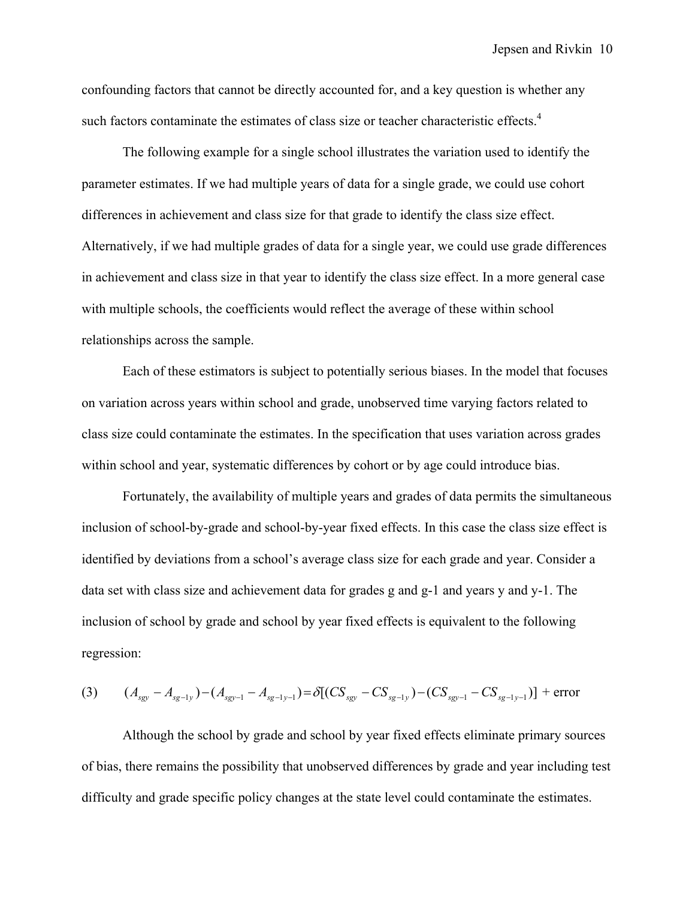confounding factors that cannot be directly accounted for, and a key question is whether any such factors contaminate the estimates of class size or teacher characteristic effects.[4]

The following example for a single school illustrates the variation used to identify the parameter estimates. If we had multiple years of data for a single grade, we could use cohort differences in achievement and class size for that grade to identify the class size effect. Alternatively, if we had multiple grades of data for a single year, we could use grade differences in achievement and class size in that year to identify the class size effect. In a more general case with multiple schools, the coefficients would reflect the average of these within school relationships across the sample.

Each of these estimators is subject to potentially serious biases. In the model that focuses on variation across years within school and grade, unobserved time varying factors related to class size could contaminate the estimates. In the specification that uses variation across grades within school and year, systematic differences by cohort or by age could introduce bias.

Fortunately, the availability of multiple years and grades of data permits the simultaneous inclusion of school-by-grade and school-by-year fixed effects. In this case the class size effect is identified by deviations from a school's average class size for each grade and year. Consider a data set with class size and achievement data for grades g and g-1 and years y and y-1. The inclusion of school by grade and school by year fixed effects is equivalent to the following regression:

$$(3) \qquad (A_{sgy} - A_{sg-1y}) - (A_{sgy-1} - A_{sg-1y-1}) = \delta[(CS_{sgy} - CS_{sg-1y}) - (CS_{sgy-1} - CS_{sg-1y-1})] + \text{error}$$

Although the school by grade and school by year fixed effects eliminate primary sources of bias, there remains the possibility that unobserved differences by grade and year including test difficulty and grade specific policy changes at the state level could contaminate the estimates.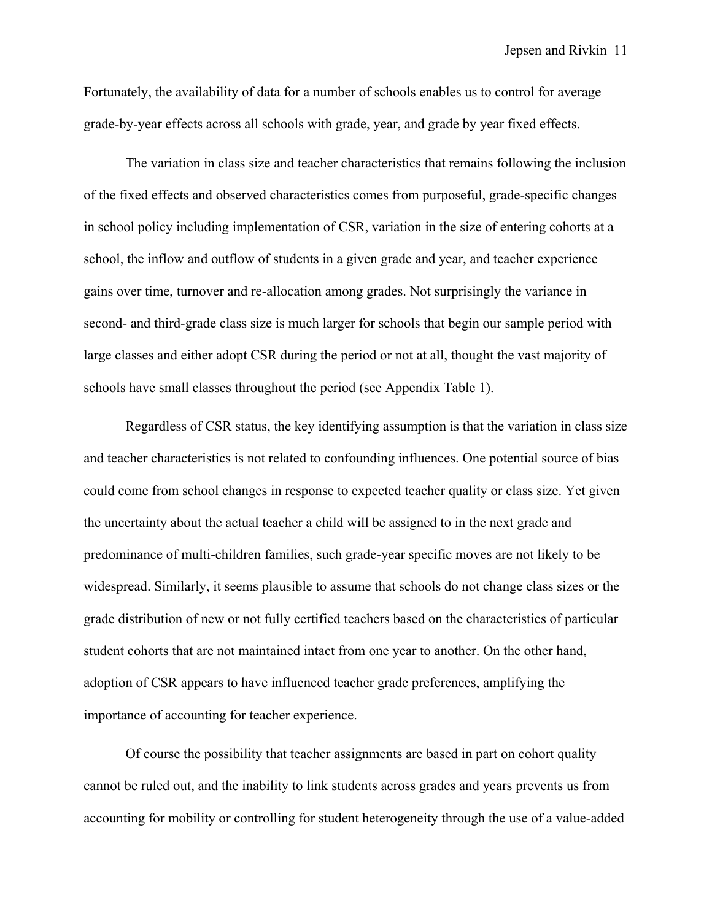Fortunately, the availability of data for a number of schools enables us to control for average grade-by-year effects across all schools with grade, year, and grade by year fixed effects.

The variation in class size and teacher characteristics that remains following the inclusion of the fixed effects and observed characteristics comes from purposeful, grade-specific changes in school policy including implementation of CSR, variation in the size of entering cohorts at a school, the inflow and outflow of students in a given grade and year, and teacher experience gains over time, turnover and re-allocation among grades. Not surprisingly the variance in second- and third-grade class size is much larger for schools that begin our sample period with large classes and either adopt CSR during the period or not at all, thought the vast majority of schools have small classes throughout the period (see Appendix Table 1).

Regardless of CSR status, the key identifying assumption is that the variation in class size and teacher characteristics is not related to confounding influences. One potential source of bias could come from school changes in response to expected teacher quality or class size. Yet given the uncertainty about the actual teacher a child will be assigned to in the next grade and predominance of multi-children families, such grade-year specific moves are not likely to be widespread. Similarly, it seems plausible to assume that schools do not change class sizes or the grade distribution of new or not fully certified teachers based on the characteristics of particular student cohorts that are not maintained intact from one year to another. On the other hand, adoption of CSR appears to have influenced teacher grade preferences, amplifying the importance of accounting for teacher experience.

Of course the possibility that teacher assignments are based in part on cohort quality cannot be ruled out, and the inability to link students across grades and years prevents us from accounting for mobility or controlling for student heterogeneity through the use of a value-added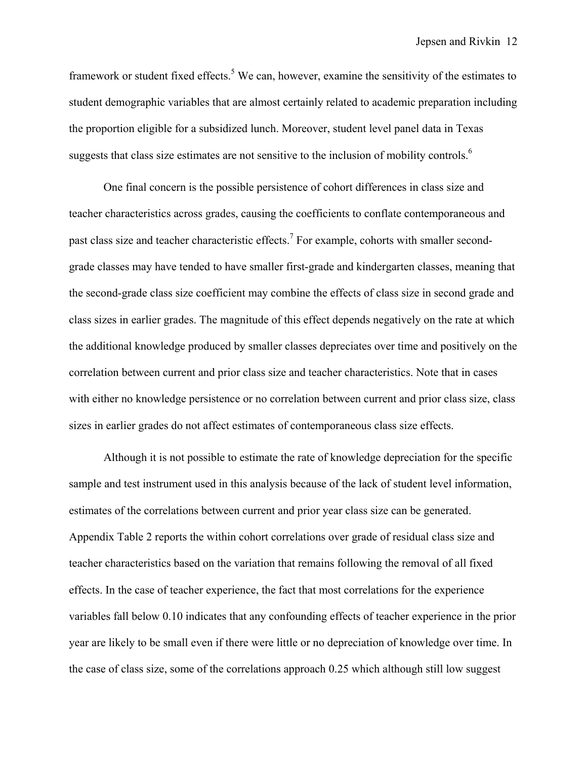framework or student fixed effects.[5] We can, however, examine the sensitivity of the estimates to student demographic variables that are almost certainly related to academic preparation including the proportion eligible for a subsidized lunch. Moreover, student level panel data in Texas suggests that class size estimates are not sensitive to the inclusion of mobility controls.[6]

One final concern is the possible persistence of cohort differences in class size and teacher characteristics across grades, causing the coefficients to conflate contemporaneous and past class size and teacher characteristic effects.[7] For example, cohorts with smaller second-grade classes may have tended to have smaller first-grade and kindergarten classes, meaning that the second-grade class size coefficient may combine the effects of class size in second grade and class sizes in earlier grades. The magnitude of this effect depends negatively on the rate at which the additional knowledge produced by smaller classes depreciates over time and positively on the correlation between current and prior class size and teacher characteristics. Note that in cases with either no knowledge persistence or no correlation between current and prior class size, class sizes in earlier grades do not affect estimates of contemporaneous class size effects.

Although it is not possible to estimate the rate of knowledge depreciation for the specific sample and test instrument used in this analysis because of the lack of student level information, estimates of the correlations between current and prior year class size can be generated. Appendix Table 2 reports the within cohort correlations over grade of residual class size and teacher characteristics based on the variation that remains following the removal of all fixed effects. In the case of teacher experience, the fact that most correlations for the experience variables fall below 0.10 indicates that any confounding effects of teacher experience in the prior year are likely to be small even if there were little or no depreciation of knowledge over time. In the case of class size, some of the correlations approach 0.25 which although still low suggest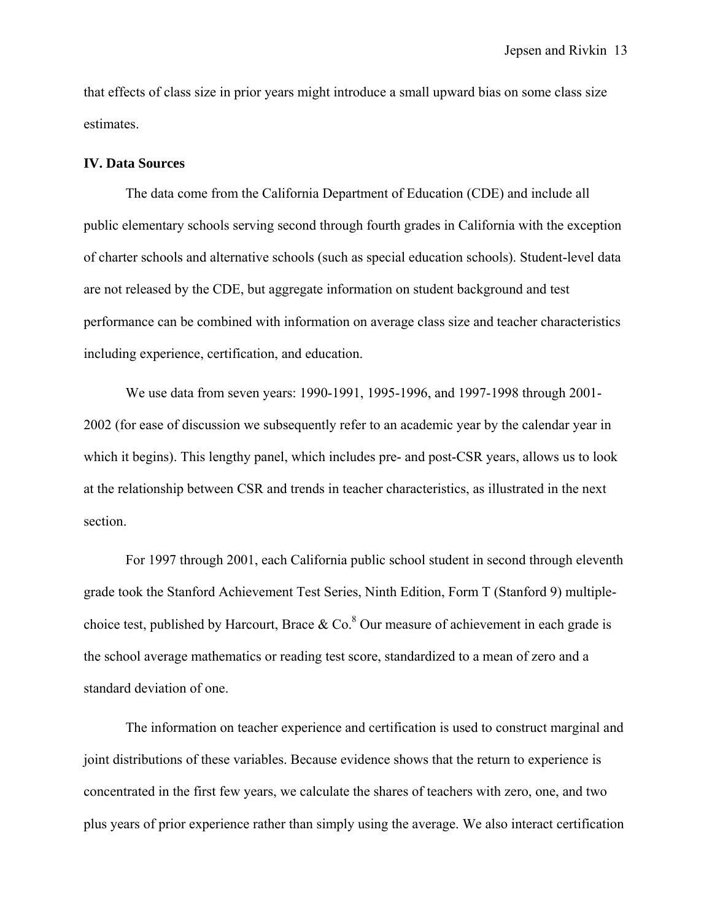that effects of class size in prior years might introduce a small upward bias on some class size estimates.

**IV. Data Sources**

The data come from the California Department of Education (CDE) and include all public elementary schools serving second through fourth grades in California with the exception of charter schools and alternative schools (such as special education schools). Student-level data are not released by the CDE, but aggregate information on student background and test performance can be combined with information on average class size and teacher characteristics including experience, certification, and education.

We use data from seven years: 1990-1991, 1995-1996, and 1997-1998 through 2001-2002 (for ease of discussion we subsequently refer to an academic year by the calendar year in which it begins). This lengthy panel, which includes pre- and post-CSR years, allows us to look at the relationship between CSR and trends in teacher characteristics, as illustrated in the next section.

For 1997 through 2001, each California public school student in second through eleventh grade took the Stanford Achievement Test Series, Ninth Edition, Form T (Stanford 9) multiple-choice test, published by Harcourt, Brace & Co.[8] Our measure of achievement in each grade is the school average mathematics or reading test score, standardized to a mean of zero and a standard deviation of one.

The information on teacher experience and certification is used to construct marginal and joint distributions of these variables. Because evidence shows that the return to experience is concentrated in the first few years, we calculate the shares of teachers with zero, one, and two plus years of prior experience rather than simply using the average. We also interact certification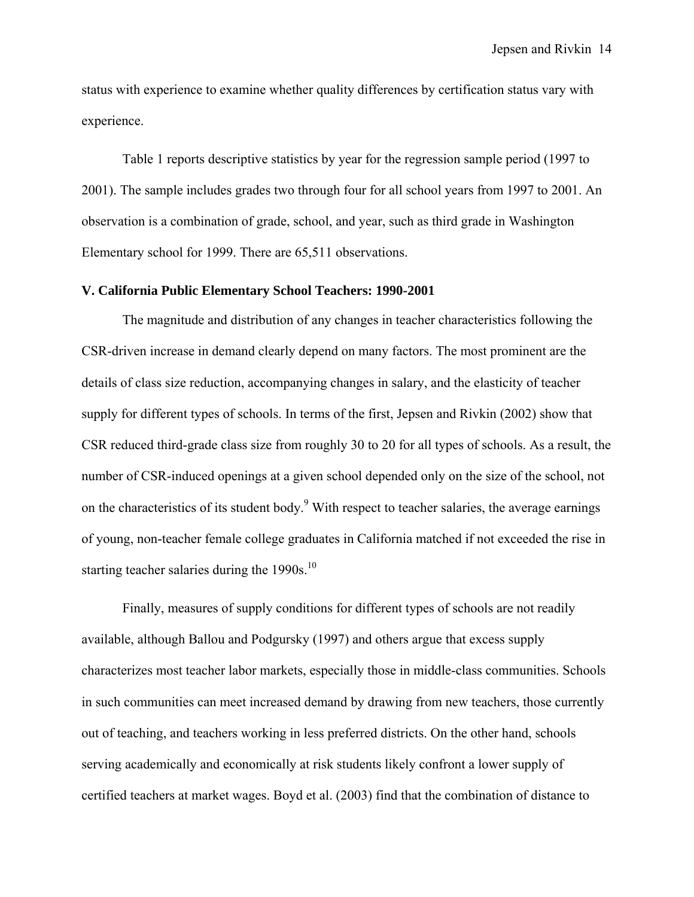status with experience to examine whether quality differences by certification status vary with experience.

Table 1 reports descriptive statistics by year for the regression sample period (1997 to 2001). The sample includes grades two through four for all school years from 1997 to 2001. An observation is a combination of grade, school, and year, such as third grade in Washington Elementary school for 1999. There are 65,511 observations.

### V. California Public Elementary School Teachers: 1990-2001

The magnitude and distribution of any changes in teacher characteristics following the CSR-driven increase in demand clearly depend on many factors. The most prominent are the details of class size reduction, accompanying changes in salary, and the elasticity of teacher supply for different types of schools. In terms of the first, Jepsen and Rivkin (2002) show that CSR reduced third-grade class size from roughly 30 to 20 for all types of schools. As a result, the number of CSR-induced openings at a given school depended only on the size of the school, not on the characteristics of its student body.[9] With respect to teacher salaries, the average earnings of young, non-teacher female college graduates in California matched if not exceeded the rise in starting teacher salaries during the 1990s.[10]

Finally, measures of supply conditions for different types of schools are not readily available, although Ballou and Podgursky (1997) and others argue that excess supply characterizes most teacher labor markets, especially those in middle-class communities. Schools in such communities can meet increased demand by drawing from new teachers, those currently out of teaching, and teachers working in less preferred districts. On the other hand, schools serving academically and economically at risk students likely confront a lower supply of certified teachers at market wages. Boyd et al. (2003) find that the combination of distance to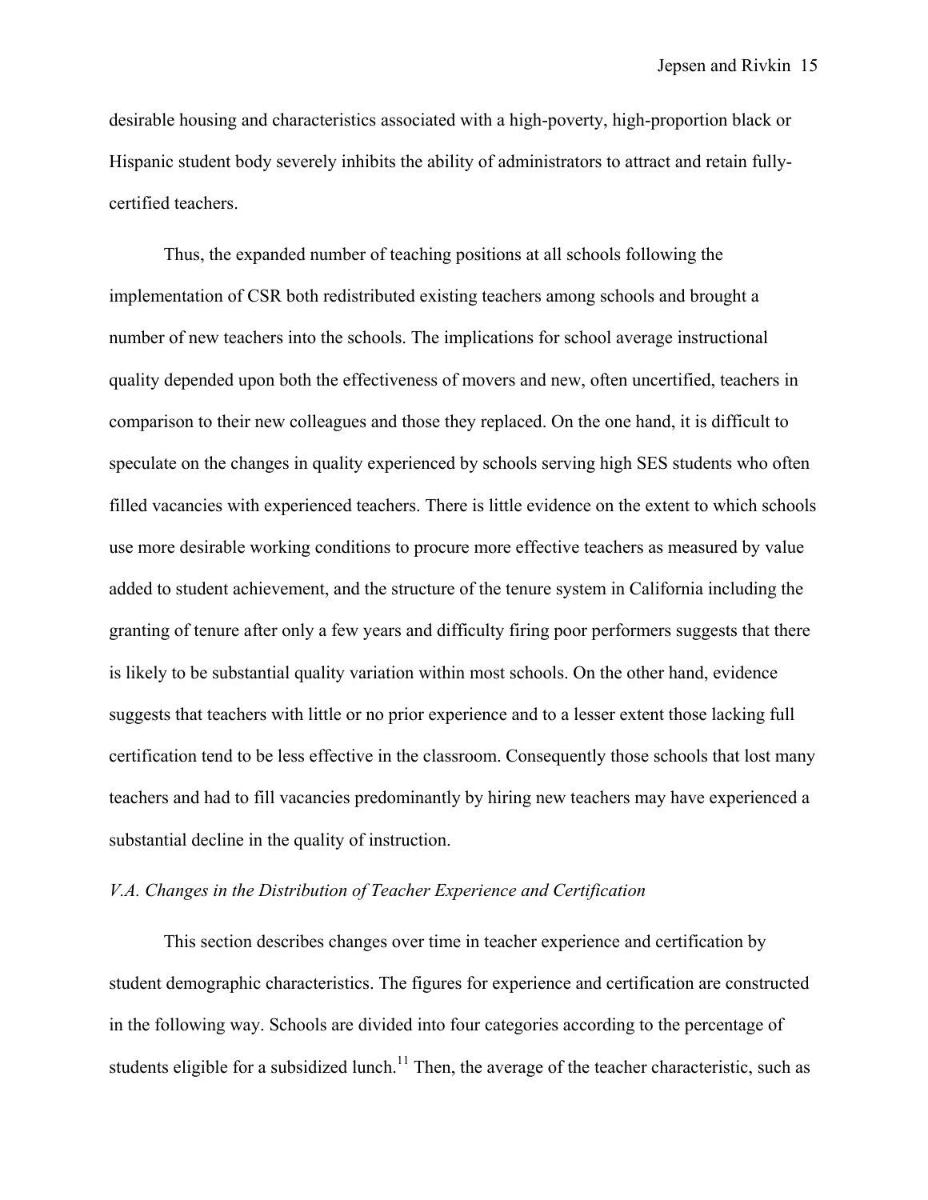desirable housing and characteristics associated with a high-poverty, high-proportion black or Hispanic student body severely inhibits the ability of administrators to attract and retain fully-certified teachers.

Thus, the expanded number of teaching positions at all schools following the implementation of CSR both redistributed existing teachers among schools and brought a number of new teachers into the schools. The implications for school average instructional quality depended upon both the effectiveness of movers and new, often uncertified, teachers in comparison to their new colleagues and those they replaced. On the one hand, it is difficult to speculate on the changes in quality experienced by schools serving high SES students who often filled vacancies with experienced teachers. There is little evidence on the extent to which schools use more desirable working conditions to procure more effective teachers as measured by value added to student achievement, and the structure of the tenure system in California including the granting of tenure after only a few years and difficulty firing poor performers suggests that there is likely to be substantial quality variation within most schools. On the other hand, evidence suggests that teachers with little or no prior experience and to a lesser extent those lacking full certification tend to be less effective in the classroom. Consequently those schools that lost many teachers and had to fill vacancies predominantly by hiring new teachers may have experienced a substantial decline in the quality of instruction.

### *V.A. Changes in the Distribution of Teacher Experience and Certification*

This section describes changes over time in teacher experience and certification by student demographic characteristics. The figures for experience and certification are constructed in the following way. Schools are divided into four categories according to the percentage of students eligible for a subsidized lunch.[11] Then, the average of the teacher characteristic, such as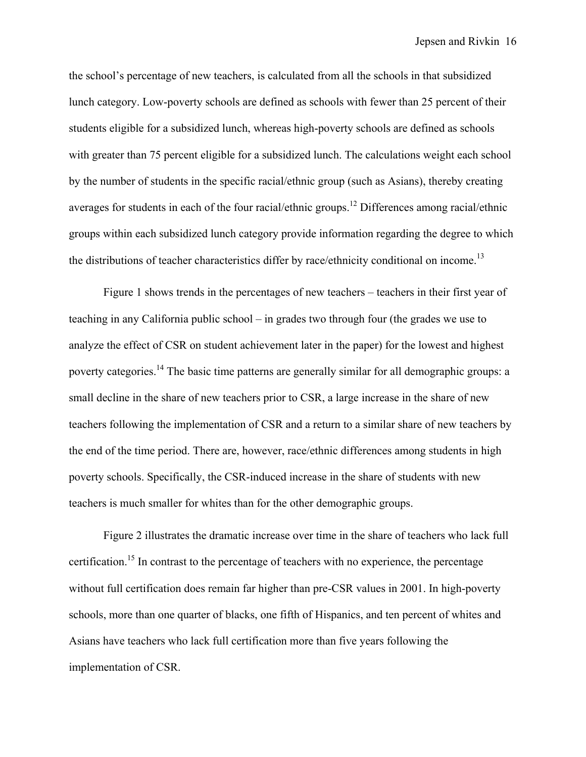the school's percentage of new teachers, is calculated from all the schools in that subsidized lunch category. Low-poverty schools are defined as schools with fewer than 25 percent of their students eligible for a subsidized lunch, whereas high-poverty schools are defined as schools with greater than 75 percent eligible for a subsidized lunch. The calculations weight each school by the number of students in the specific racial/ethnic group (such as Asians), thereby creating averages for students in each of the four racial/ethnic groups.[12] Differences among racial/ethnic groups within each subsidized lunch category provide information regarding the degree to which the distributions of teacher characteristics differ by race/ethnicity conditional on income.[13]

Figure 1 shows trends in the percentages of new teachers – teachers in their first year of teaching in any California public school – in grades two through four (the grades we use to analyze the effect of CSR on student achievement later in the paper) for the lowest and highest poverty categories.[14] The basic time patterns are generally similar for all demographic groups: a small decline in the share of new teachers prior to CSR, a large increase in the share of new teachers following the implementation of CSR and a return to a similar share of new teachers by the end of the time period. There are, however, race/ethnic differences among students in high poverty schools. Specifically, the CSR-induced increase in the share of students with new teachers is much smaller for whites than for the other demographic groups.

Figure 2 illustrates the dramatic increase over time in the share of teachers who lack full certification.[15] In contrast to the percentage of teachers with no experience, the percentage without full certification does remain far higher than pre-CSR values in 2001. In high-poverty schools, more than one quarter of blacks, one fifth of Hispanics, and ten percent of whites and Asians have teachers who lack full certification more than five years following the implementation of CSR.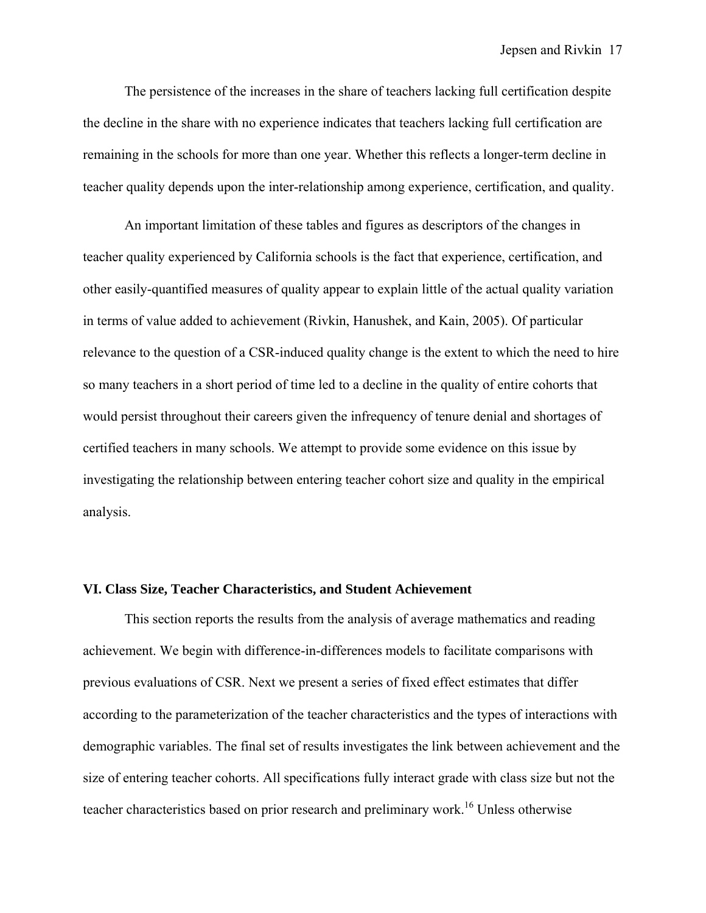The persistence of the increases in the share of teachers lacking full certification despite the decline in the share with no experience indicates that teachers lacking full certification are remaining in the schools for more than one year. Whether this reflects a longer-term decline in teacher quality depends upon the inter-relationship among experience, certification, and quality.

An important limitation of these tables and figures as descriptors of the changes in teacher quality experienced by California schools is the fact that experience, certification, and other easily-quantified measures of quality appear to explain little of the actual quality variation in terms of value added to achievement (Rivkin, Hanushek, and Kain, 2005). Of particular relevance to the question of a CSR-induced quality change is the extent to which the need to hire so many teachers in a short period of time led to a decline in the quality of entire cohorts that would persist throughout their careers given the infrequency of tenure denial and shortages of certified teachers in many schools. We attempt to provide some evidence on this issue by investigating the relationship between entering teacher cohort size and quality in the empirical analysis.

## VI. Class Size, Teacher Characteristics, and Student Achievement

This section reports the results from the analysis of average mathematics and reading achievement. We begin with difference-in-differences models to facilitate comparisons with previous evaluations of CSR. Next we present a series of fixed effect estimates that differ according to the parameterization of the teacher characteristics and the types of interactions with demographic variables. The final set of results investigates the link between achievement and the size of entering teacher cohorts. All specifications fully interact grade with class size but not the teacher characteristics based on prior research and preliminary work.[16] Unless otherwise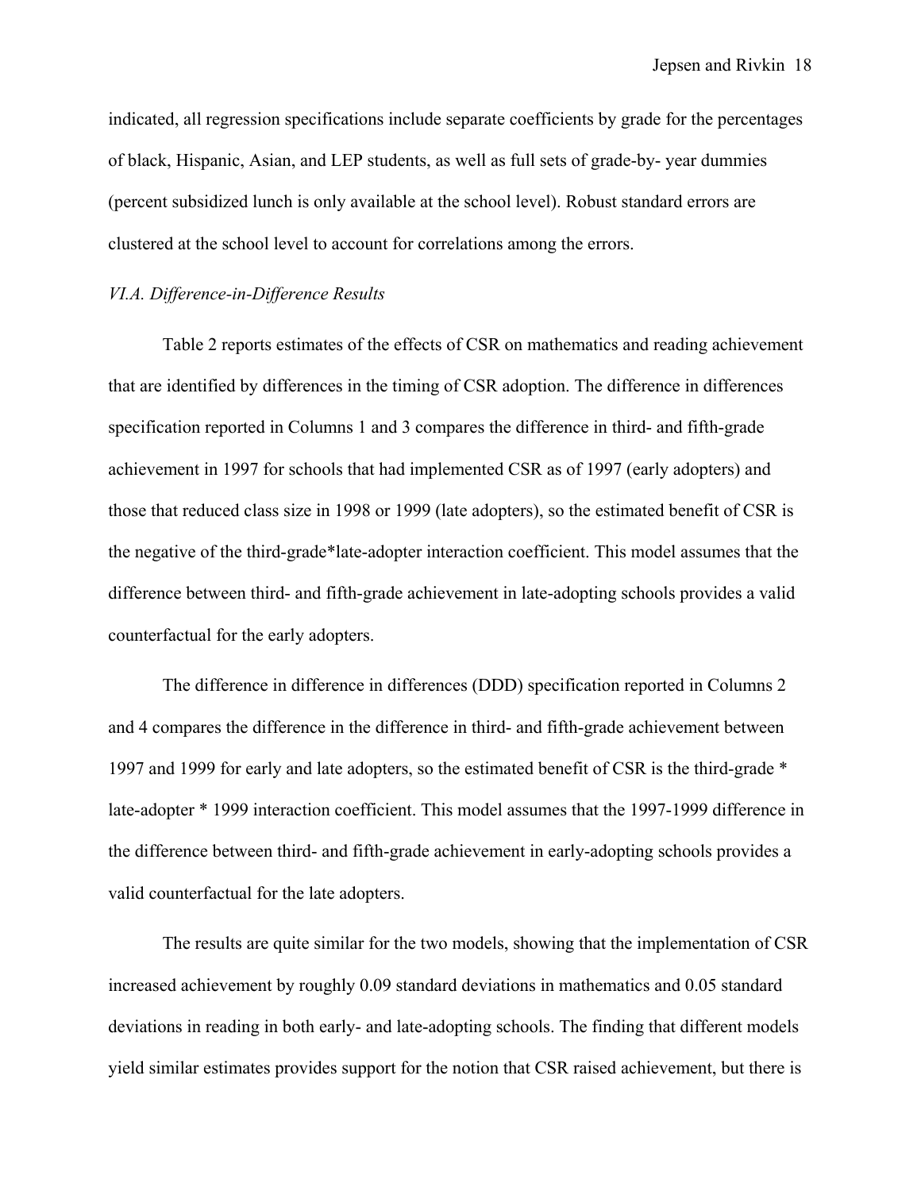indicated, all regression specifications include separate coefficients by grade for the percentages of black, Hispanic, Asian, and LEP students, as well as full sets of grade-by- year dummies (percent subsidized lunch is only available at the school level). Robust standard errors are clustered at the school level to account for correlations among the errors.

### *VI.A. Difference-in-Difference Results*

Table 2 reports estimates of the effects of CSR on mathematics and reading achievement that are identified by differences in the timing of CSR adoption. The difference in differences specification reported in Columns 1 and 3 compares the difference in third- and fifth-grade achievement in 1997 for schools that had implemented CSR as of 1997 (early adopters) and those that reduced class size in 1998 or 1999 (late adopters), so the estimated benefit of CSR is the negative of the third-grade*late-adopter interaction coefficient. This model assumes that the difference between third- and fifth-grade achievement in late-adopting schools provides a valid counterfactual for the early adopters.

The difference in difference in differences (DDD) specification reported in Columns 2 and 4 compares the difference in the difference in third- and fifth-grade achievement between 1997 and 1999 for early and late adopters, so the estimated benefit of CSR is the third-grade * late-adopter * 1999 interaction coefficient. This model assumes that the 1997-1999 difference in the difference between third- and fifth-grade achievement in early-adopting schools provides a valid counterfactual for the late adopters.

The results are quite similar for the two models, showing that the implementation of CSR increased achievement by roughly 0.09 standard deviations in mathematics and 0.05 standard deviations in reading in both early- and late-adopting schools. The finding that different models yield similar estimates provides support for the notion that CSR raised achievement, but there is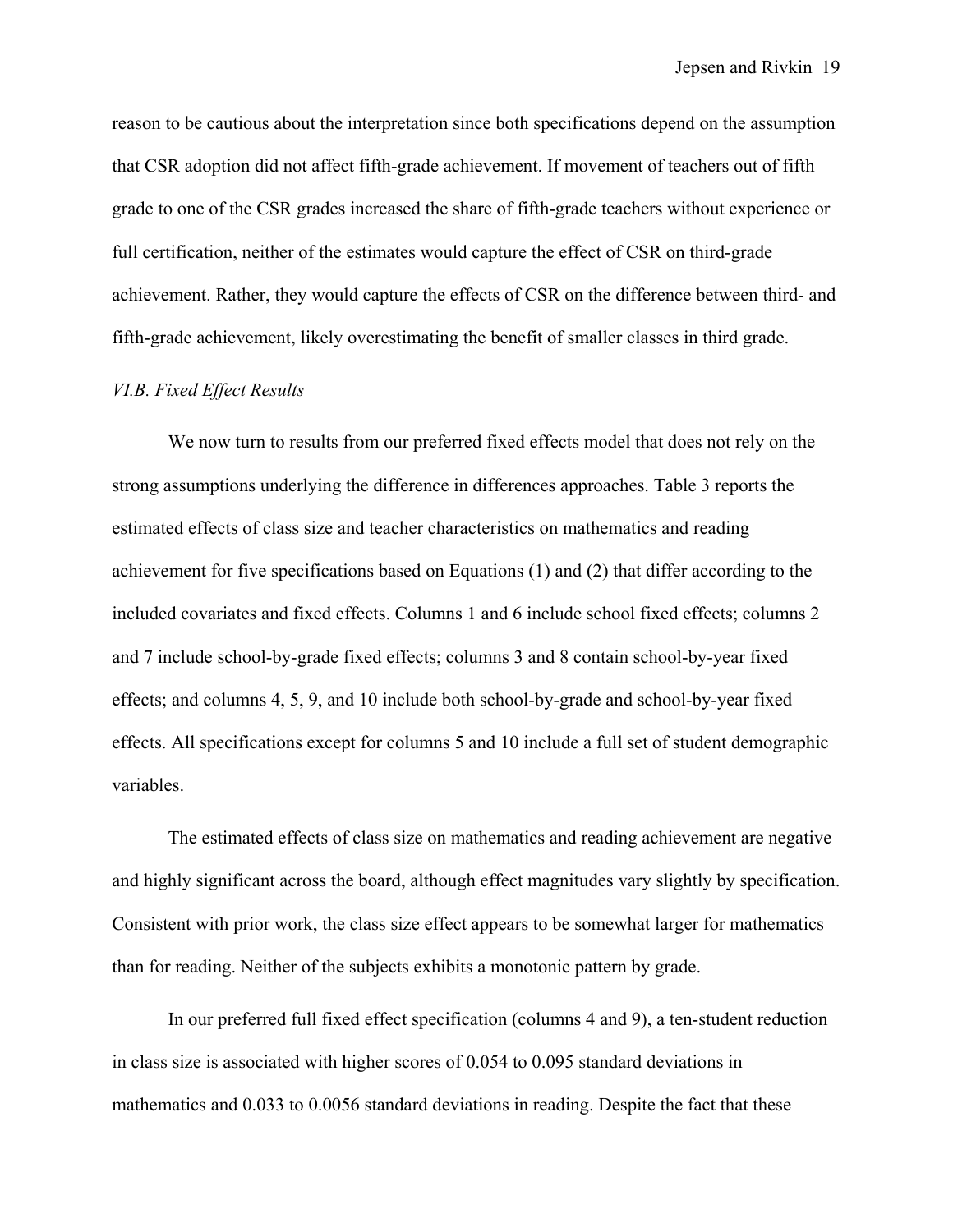reason to be cautious about the interpretation since both specifications depend on the assumption that CSR adoption did not affect fifth-grade achievement. If movement of teachers out of fifth grade to one of the CSR grades increased the share of fifth-grade teachers without experience or full certification, neither of the estimates would capture the effect of CSR on third-grade achievement. Rather, they would capture the effects of CSR on the difference between third- and fifth-grade achievement, likely overestimating the benefit of smaller classes in third grade.

### *VI.B. Fixed Effect Results*

We now turn to results from our preferred fixed effects model that does not rely on the strong assumptions underlying the difference in differences approaches. Table 3 reports the estimated effects of class size and teacher characteristics on mathematics and reading achievement for five specifications based on Equations (1) and (2) that differ according to the included covariates and fixed effects. Columns 1 and 6 include school fixed effects; columns 2 and 7 include school-by-grade fixed effects; columns 3 and 8 contain school-by-year fixed effects; and columns 4, 5, 9, and 10 include both school-by-grade and school-by-year fixed effects. All specifications except for columns 5 and 10 include a full set of student demographic variables.

The estimated effects of class size on mathematics and reading achievement are negative and highly significant across the board, although effect magnitudes vary slightly by specification. Consistent with prior work, the class size effect appears to be somewhat larger for mathematics than for reading. Neither of the subjects exhibits a monotonic pattern by grade.

In our preferred full fixed effect specification (columns 4 and 9), a ten-student reduction in class size is associated with higher scores of 0.054 to 0.095 standard deviations in mathematics and 0.033 to 0.0056 standard deviations in reading. Despite the fact that these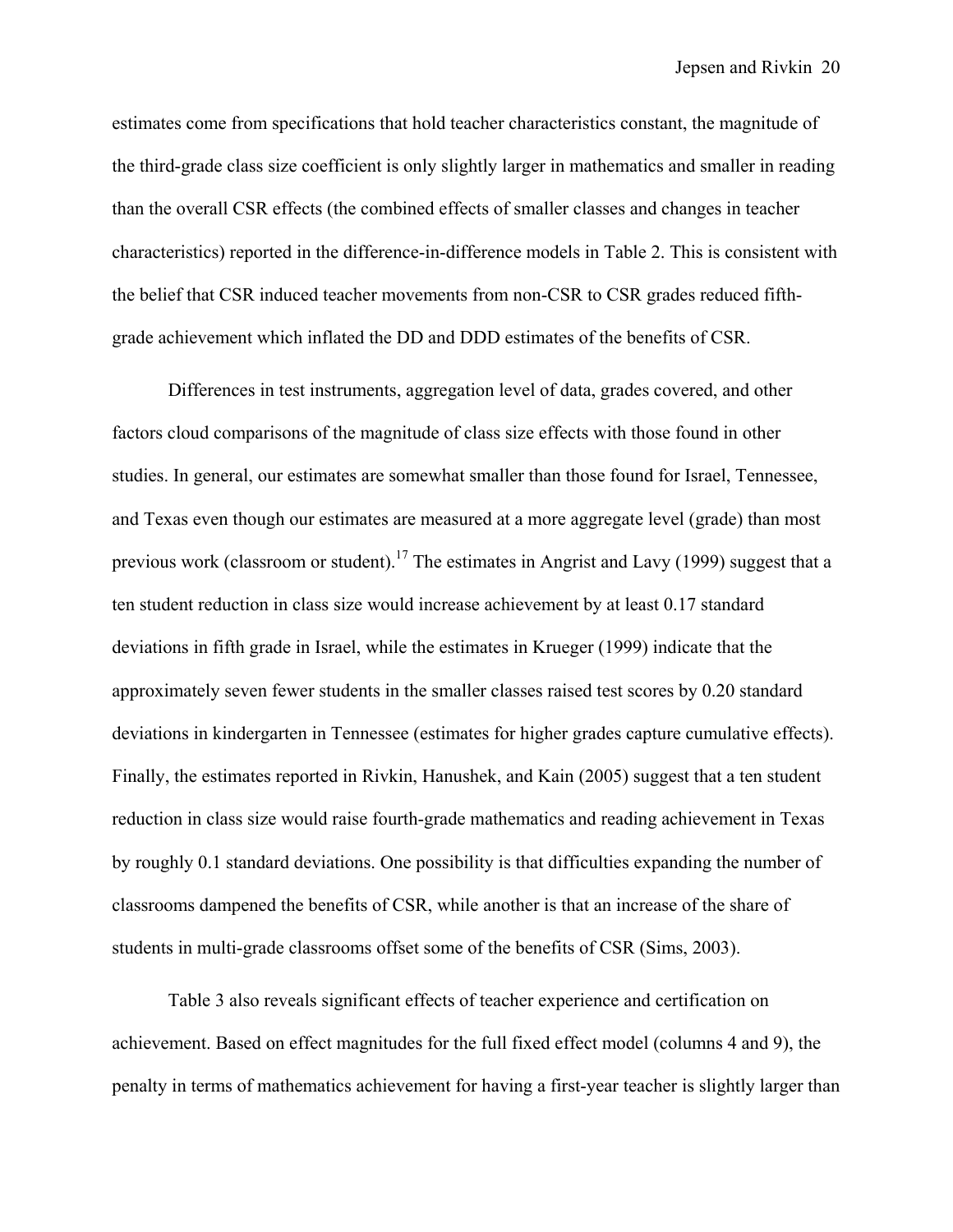estimates come from specifications that hold teacher characteristics constant, the magnitude of the third-grade class size coefficient is only slightly larger in mathematics and smaller in reading than the overall CSR effects (the combined effects of smaller classes and changes in teacher characteristics) reported in the difference-in-difference models in Table 2. This is consistent with the belief that CSR induced teacher movements from non-CSR to CSR grades reduced fifth-grade achievement which inflated the DD and DDD estimates of the benefits of CSR.

Differences in test instruments, aggregation level of data, grades covered, and other factors cloud comparisons of the magnitude of class size effects with those found in other studies. In general, our estimates are somewhat smaller than those found for Israel, Tennessee, and Texas even though our estimates are measured at a more aggregate level (grade) than most previous work (classroom or student).[17] The estimates in Angrist and Lavy (1999) suggest that a ten student reduction in class size would increase achievement by at least 0.17 standard deviations in fifth grade in Israel, while the estimates in Krueger (1999) indicate that the approximately seven fewer students in the smaller classes raised test scores by 0.20 standard deviations in kindergarten in Tennessee (estimates for higher grades capture cumulative effects). Finally, the estimates reported in Rivkin, Hanushek, and Kain (2005) suggest that a ten student reduction in class size would raise fourth-grade mathematics and reading achievement in Texas by roughly 0.1 standard deviations. One possibility is that difficulties expanding the number of classrooms dampened the benefits of CSR, while another is that an increase of the share of students in multi-grade classrooms offset some of the benefits of CSR (Sims, 2003).

Table 3 also reveals significant effects of teacher experience and certification on achievement. Based on effect magnitudes for the full fixed effect model (columns 4 and 9), the penalty in terms of mathematics achievement for having a first-year teacher is slightly larger than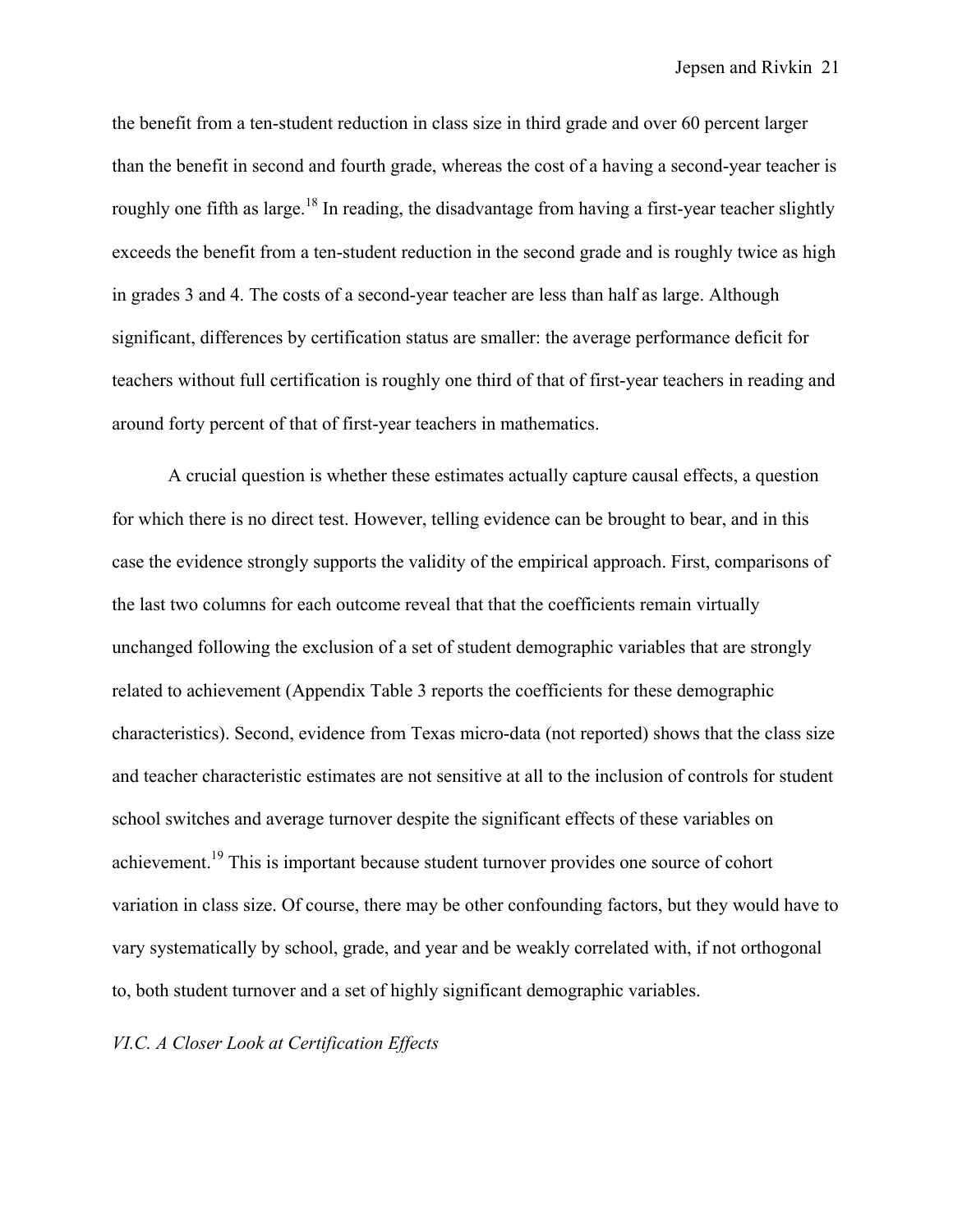the benefit from a ten-student reduction in class size in third grade and over 60 percent larger than the benefit in second and fourth grade, whereas the cost of a having a second-year teacher is roughly one fifth as large.[18] In reading, the disadvantage from having a first-year teacher slightly exceeds the benefit from a ten-student reduction in the second grade and is roughly twice as high in grades 3 and 4. The costs of a second-year teacher are less than half as large. Although significant, differences by certification status are smaller: the average performance deficit for teachers without full certification is roughly one third of that of first-year teachers in reading and around forty percent of that of first-year teachers in mathematics.

A crucial question is whether these estimates actually capture causal effects, a question for which there is no direct test. However, telling evidence can be brought to bear, and in this case the evidence strongly supports the validity of the empirical approach. First, comparisons of the last two columns for each outcome reveal that that the coefficients remain virtually unchanged following the exclusion of a set of student demographic variables that are strongly related to achievement (Appendix Table 3 reports the coefficients for these demographic characteristics). Second, evidence from Texas micro-data (not reported) shows that the class size and teacher characteristic estimates are not sensitive at all to the inclusion of controls for student school switches and average turnover despite the significant effects of these variables on achievement.[19] This is important because student turnover provides one source of cohort variation in class size. Of course, there may be other confounding factors, but they would have to vary systematically by school, grade, and year and be weakly correlated with, if not orthogonal to, both student turnover and a set of highly significant demographic variables.

*VI.C. A Closer Look at Certification Effects*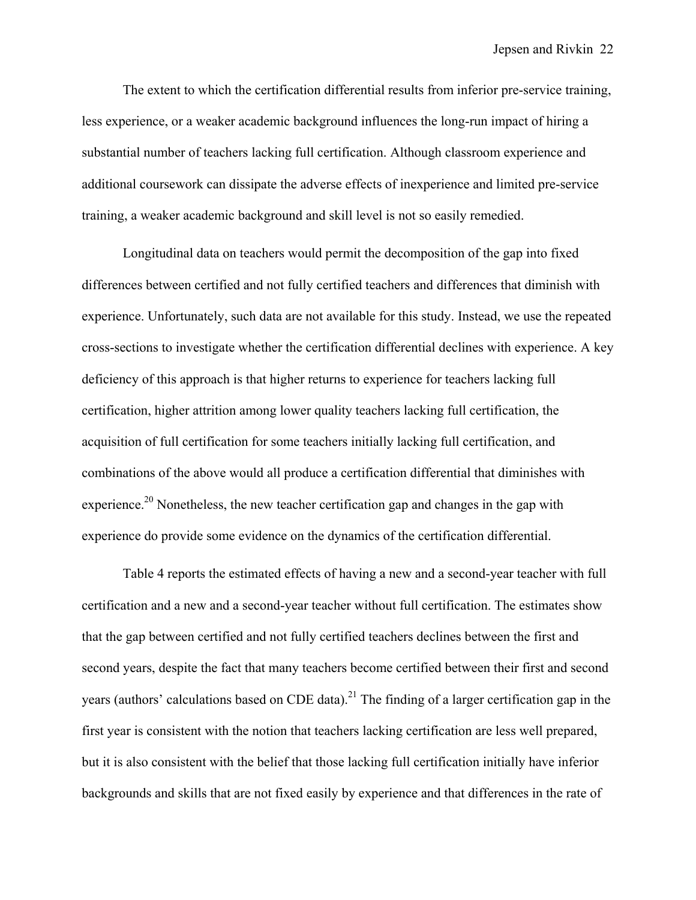The extent to which the certification differential results from inferior pre-service training, less experience, or a weaker academic background influences the long-run impact of hiring a substantial number of teachers lacking full certification. Although classroom experience and additional coursework can dissipate the adverse effects of inexperience and limited pre-service training, a weaker academic background and skill level is not so easily remedied.

Longitudinal data on teachers would permit the decomposition of the gap into fixed differences between certified and not fully certified teachers and differences that diminish with experience. Unfortunately, such data are not available for this study. Instead, we use the repeated cross-sections to investigate whether the certification differential declines with experience. A key deficiency of this approach is that higher returns to experience for teachers lacking full certification, higher attrition among lower quality teachers lacking full certification, the acquisition of full certification for some teachers initially lacking full certification, and combinations of the above would all produce a certification differential that diminishes with experience.[20] Nonetheless, the new teacher certification gap and changes in the gap with experience do provide some evidence on the dynamics of the certification differential.

Table 4 reports the estimated effects of having a new and a second-year teacher with full certification and a new and a second-year teacher without full certification. The estimates show that the gap between certified and not fully certified teachers declines between the first and second years, despite the fact that many teachers become certified between their first and second years (authors' calculations based on CDE data).[21] The finding of a larger certification gap in the first year is consistent with the notion that teachers lacking certification are less well prepared, but it is also consistent with the belief that those lacking full certification initially have inferior backgrounds and skills that are not fixed easily by experience and that differences in the rate of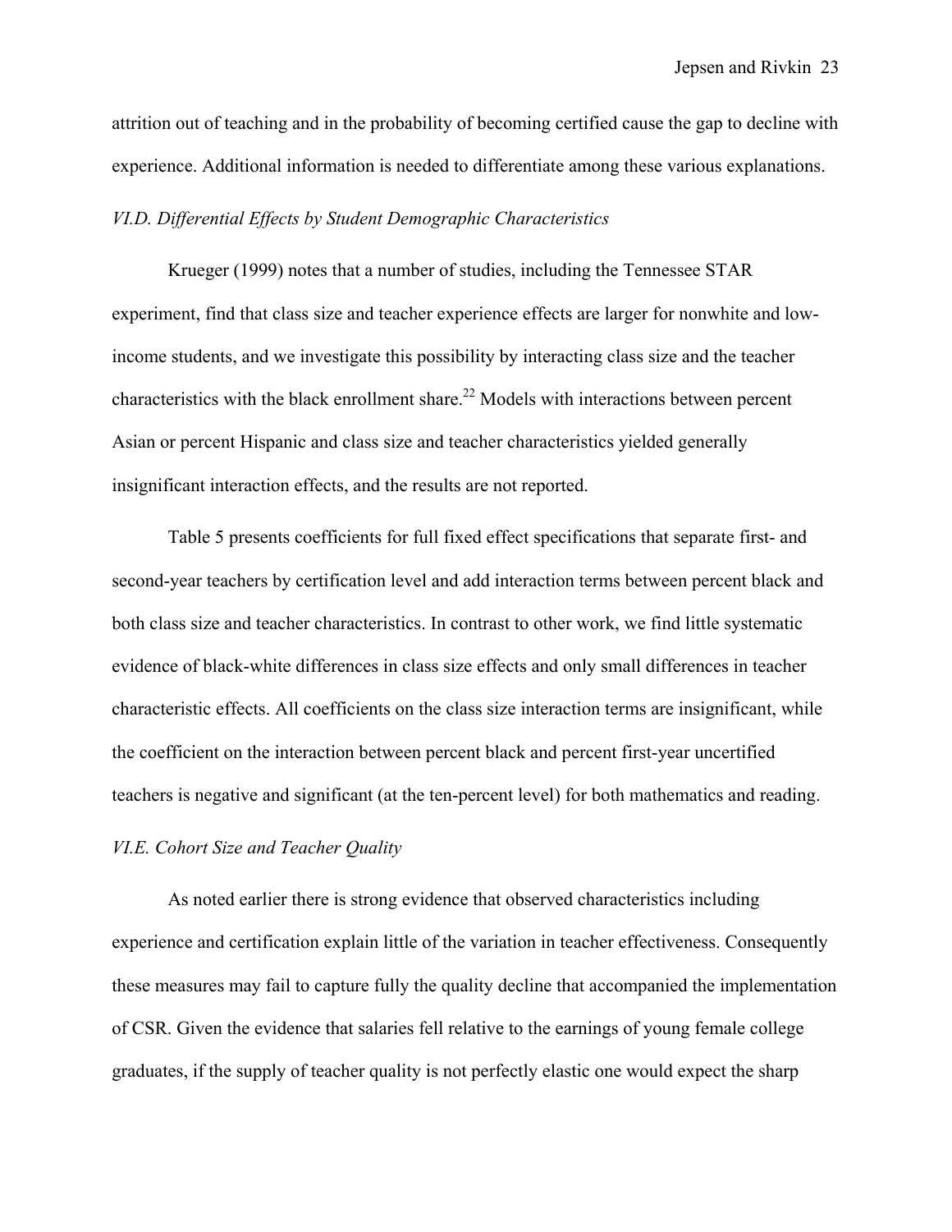attrition out of teaching and in the probability of becoming certified cause the gap to decline with experience. Additional information is needed to differentiate among these various explanations.

### *VI.D. Differential Effects by Student Demographic Characteristics*

Krueger (1999) notes that a number of studies, including the Tennessee STAR experiment, find that class size and teacher experience effects are larger for nonwhite and low-income students, and we investigate this possibility by interacting class size and the teacher characteristics with the black enrollment share.[22] Models with interactions between percent Asian or percent Hispanic and class size and teacher characteristics yielded generally insignificant interaction effects, and the results are not reported.

Table 5 presents coefficients for full fixed effect specifications that separate first- and second-year teachers by certification level and add interaction terms between percent black and both class size and teacher characteristics. In contrast to other work, we find little systematic evidence of black-white differences in class size effects and only small differences in teacher characteristic effects. All coefficients on the class size interaction terms are insignificant, while the coefficient on the interaction between percent black and percent first-year uncertified teachers is negative and significant (at the ten-percent level) for both mathematics and reading.

### *VI.E. Cohort Size and Teacher Quality*

As noted earlier there is strong evidence that observed characteristics including experience and certification explain little of the variation in teacher effectiveness. Consequently these measures may fail to capture fully the quality decline that accompanied the implementation of CSR. Given the evidence that salaries fell relative to the earnings of young female college graduates, if the supply of teacher quality is not perfectly elastic one would expect the sharp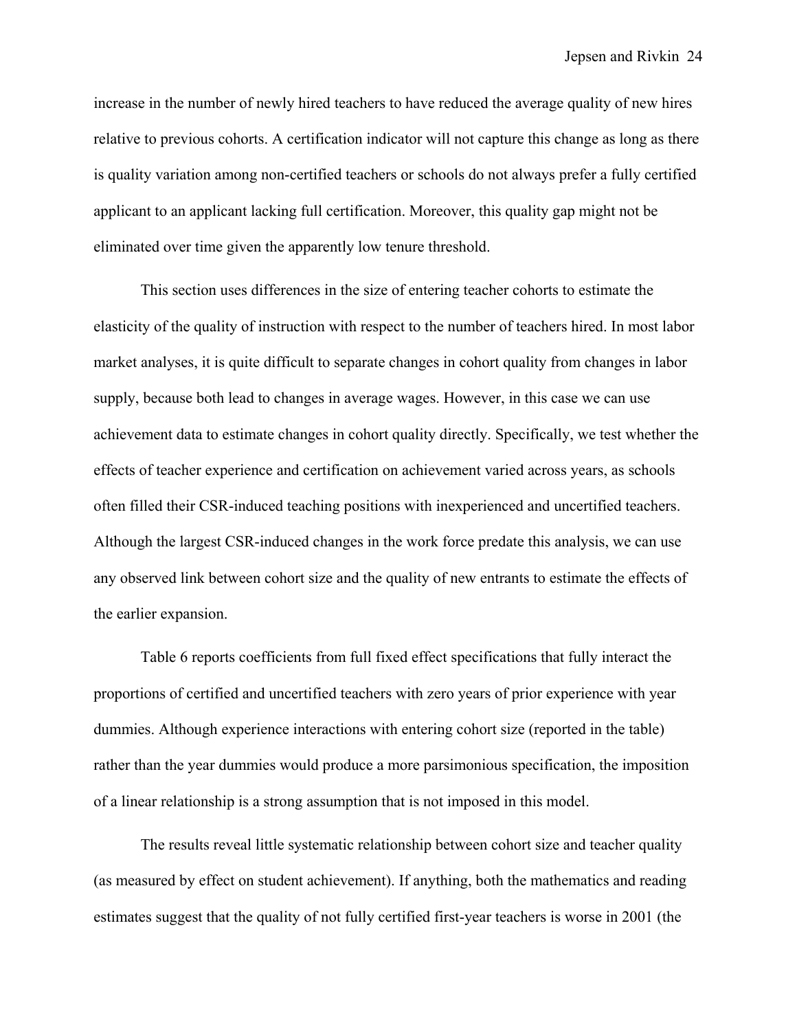increase in the number of newly hired teachers to have reduced the average quality of new hires relative to previous cohorts. A certification indicator will not capture this change as long as there is quality variation among non-certified teachers or schools do not always prefer a fully certified applicant to an applicant lacking full certification. Moreover, this quality gap might not be eliminated over time given the apparently low tenure threshold.

This section uses differences in the size of entering teacher cohorts to estimate the elasticity of the quality of instruction with respect to the number of teachers hired. In most labor market analyses, it is quite difficult to separate changes in cohort quality from changes in labor supply, because both lead to changes in average wages. However, in this case we can use achievement data to estimate changes in cohort quality directly. Specifically, we test whether the effects of teacher experience and certification on achievement varied across years, as schools often filled their CSR-induced teaching positions with inexperienced and uncertified teachers. Although the largest CSR-induced changes in the work force predate this analysis, we can use any observed link between cohort size and the quality of new entrants to estimate the effects of the earlier expansion.

Table 6 reports coefficients from full fixed effect specifications that fully interact the proportions of certified and uncertified teachers with zero years of prior experience with year dummies. Although experience interactions with entering cohort size (reported in the table) rather than the year dummies would produce a more parsimonious specification, the imposition of a linear relationship is a strong assumption that is not imposed in this model.

The results reveal little systematic relationship between cohort size and teacher quality (as measured by effect on student achievement). If anything, both the mathematics and reading estimates suggest that the quality of not fully certified first-year teachers is worse in 2001 (the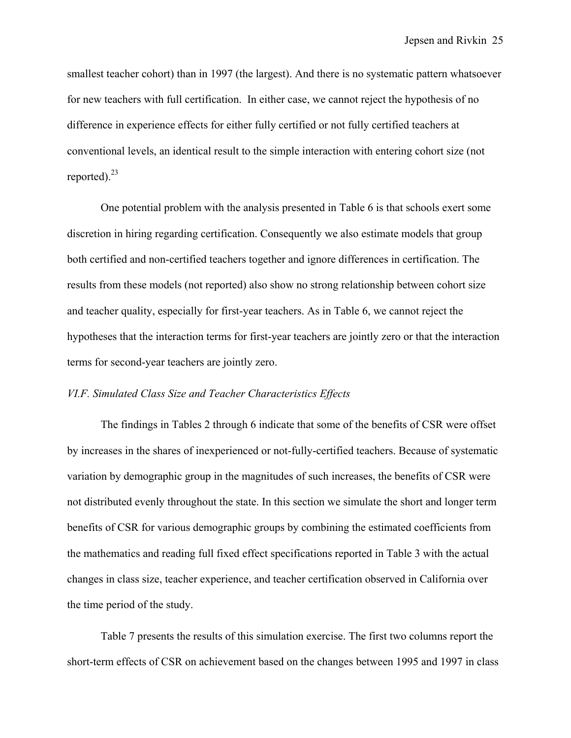smallest teacher cohort) than in 1997 (the largest). And there is no systematic pattern whatsoever for new teachers with full certification. In either case, we cannot reject the hypothesis of no difference in experience effects for either fully certified or not fully certified teachers at conventional levels, an identical result to the simple interaction with entering cohort size (not reported).[23]

One potential problem with the analysis presented in Table 6 is that schools exert some discretion in hiring regarding certification. Consequently we also estimate models that group both certified and non-certified teachers together and ignore differences in certification. The results from these models (not reported) also show no strong relationship between cohort size and teacher quality, especially for first-year teachers. As in Table 6, we cannot reject the hypotheses that the interaction terms for first-year teachers are jointly zero or that the interaction terms for second-year teachers are jointly zero.

*VI.F. Simulated Class Size and Teacher Characteristics Effects*

The findings in Tables 2 through 6 indicate that some of the benefits of CSR were offset by increases in the shares of inexperienced or not-fully-certified teachers. Because of systematic variation by demographic group in the magnitudes of such increases, the benefits of CSR were not distributed evenly throughout the state. In this section we simulate the short and longer term benefits of CSR for various demographic groups by combining the estimated coefficients from the mathematics and reading full fixed effect specifications reported in Table 3 with the actual changes in class size, teacher experience, and teacher certification observed in California over the time period of the study.

Table 7 presents the results of this simulation exercise. The first two columns report the short-term effects of CSR on achievement based on the changes between 1995 and 1997 in class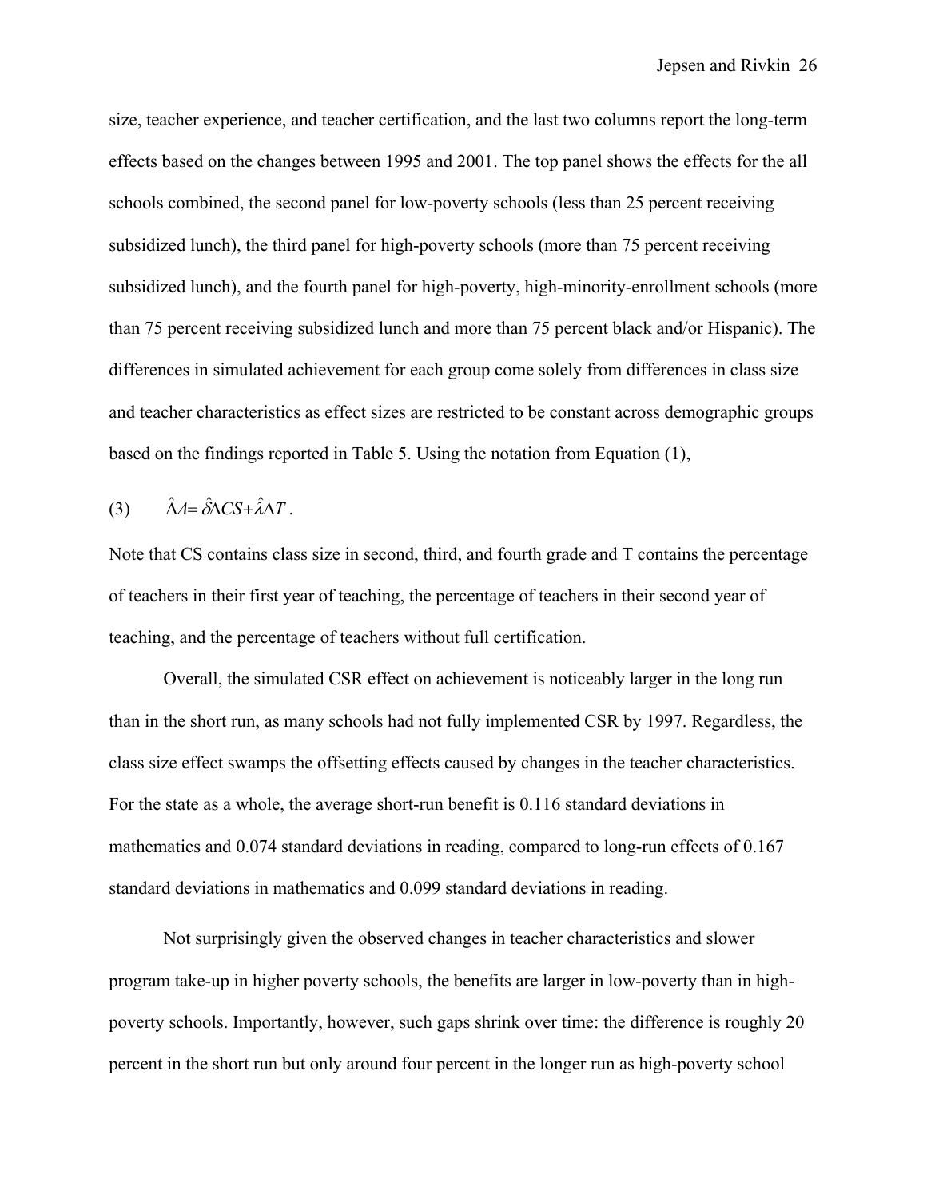size, teacher experience, and teacher certification, and the last two columns report the long-term effects based on the changes between 1995 and 2001. The top panel shows the effects for the all schools combined, the second panel for low-poverty schools (less than 25 percent receiving subsidized lunch), the third panel for high-poverty schools (more than 75 percent receiving subsidized lunch), and the fourth panel for high-poverty, high-minority-enrollment schools (more than 75 percent receiving subsidized lunch and more than 75 percent black and/or Hispanic). The differences in simulated achievement for each group come solely from differences in class size and teacher characteristics as effect sizes are restricted to be constant across demographic groups based on the findings reported in Table 5. Using the notation from Equation (1),

$$(3) \qquad \hat{\Delta}A = \hat{\delta}\Delta CS + \hat{\lambda}\Delta T \, .$$

Note that CS contains class size in second, third, and fourth grade and T contains the percentage of teachers in their first year of teaching, the percentage of teachers in their second year of teaching, and the percentage of teachers without full certification.

Overall, the simulated CSR effect on achievement is noticeably larger in the long run than in the short run, as many schools had not fully implemented CSR by 1997. Regardless, the class size effect swamps the offsetting effects caused by changes in the teacher characteristics. For the state as a whole, the average short-run benefit is 0.116 standard deviations in mathematics and 0.074 standard deviations in reading, compared to long-run effects of 0.167 standard deviations in mathematics and 0.099 standard deviations in reading.

Not surprisingly given the observed changes in teacher characteristics and slower program take-up in higher poverty schools, the benefits are larger in low-poverty than in high-poverty schools. Importantly, however, such gaps shrink over time: the difference is roughly 20 percent in the short run but only around four percent in the longer run as high-poverty school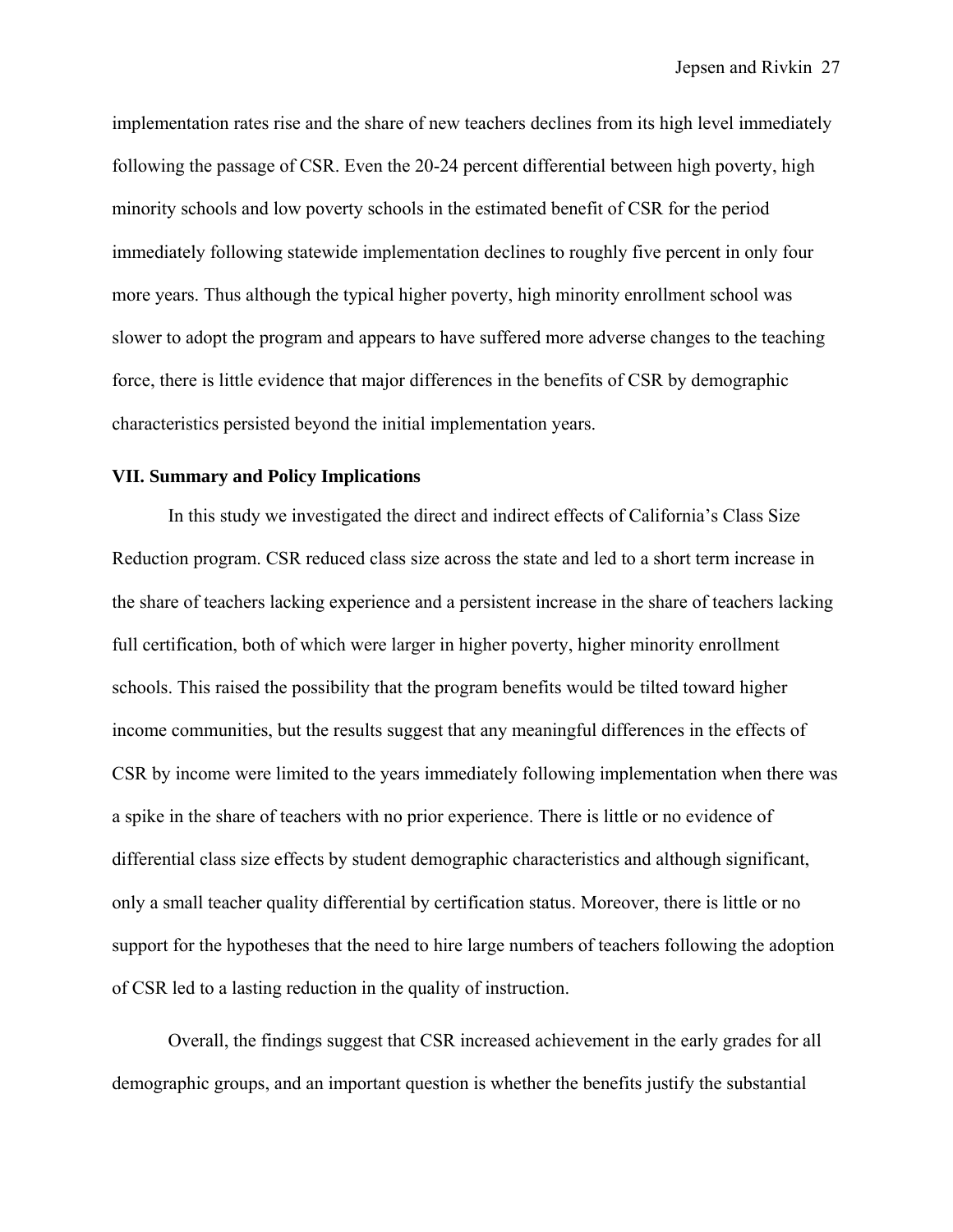implementation rates rise and the share of new teachers declines from its high level immediately following the passage of CSR. Even the 20-24 percent differential between high poverty, high minority schools and low poverty schools in the estimated benefit of CSR for the period immediately following statewide implementation declines to roughly five percent in only four more years. Thus although the typical higher poverty, high minority enrollment school was slower to adopt the program and appears to have suffered more adverse changes to the teaching force, there is little evidence that major differences in the benefits of CSR by demographic characteristics persisted beyond the initial implementation years.

## VII. Summary and Policy Implications

In this study we investigated the direct and indirect effects of California's Class Size Reduction program. CSR reduced class size across the state and led to a short term increase in the share of teachers lacking experience and a persistent increase in the share of teachers lacking full certification, both of which were larger in higher poverty, higher minority enrollment schools. This raised the possibility that the program benefits would be tilted toward higher income communities, but the results suggest that any meaningful differences in the effects of CSR by income were limited to the years immediately following implementation when there was a spike in the share of teachers with no prior experience. There is little or no evidence of differential class size effects by student demographic characteristics and although significant, only a small teacher quality differential by certification status. Moreover, there is little or no support for the hypotheses that the need to hire large numbers of teachers following the adoption of CSR led to a lasting reduction in the quality of instruction.

Overall, the findings suggest that CSR increased achievement in the early grades for all demographic groups, and an important question is whether the benefits justify the substantial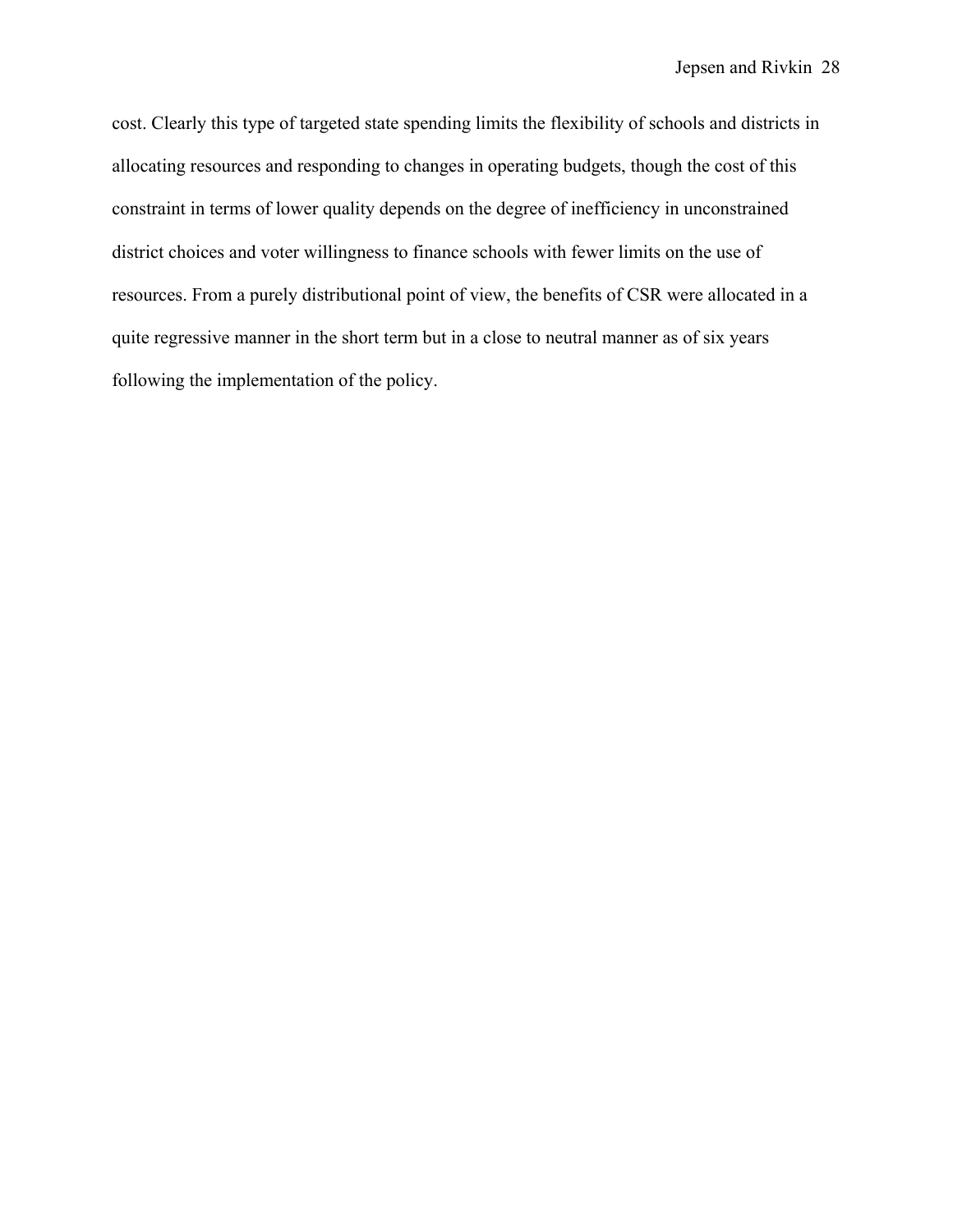cost. Clearly this type of targeted state spending limits the flexibility of schools and districts in allocating resources and responding to changes in operating budgets, though the cost of this constraint in terms of lower quality depends on the degree of inefficiency in unconstrained district choices and voter willingness to finance schools with fewer limits on the use of resources. From a purely distributional point of view, the benefits of CSR were allocated in a quite regressive manner in the short term but in a close to neutral manner as of six years following the implementation of the policy.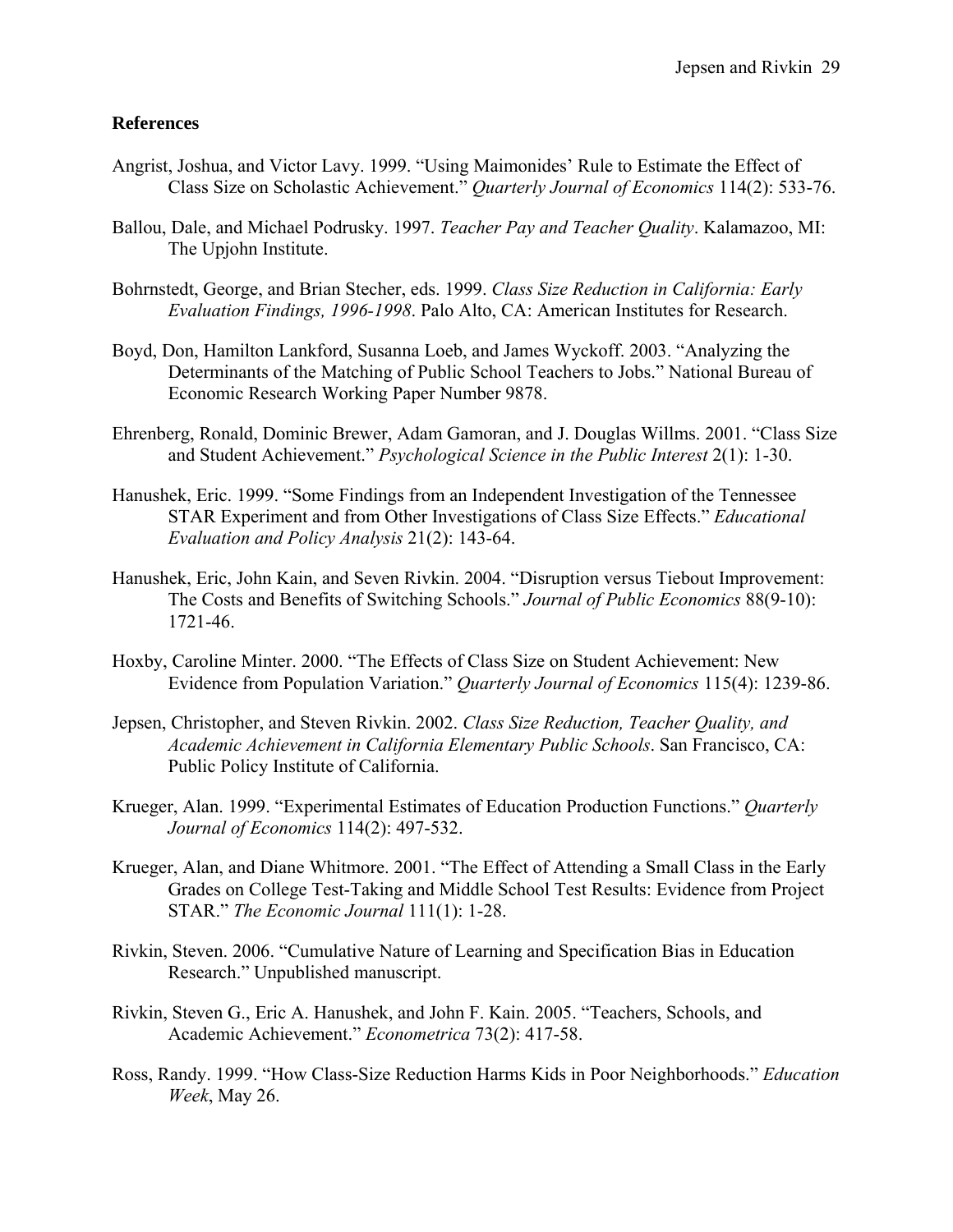**References**

Angrist, Joshua, and Victor Lavy. 1999. "Using Maimonides' Rule to Estimate the Effect of Class Size on Scholastic Achievement." *Quarterly Journal of Economics* 114(2): 533-76.

Ballou, Dale, and Michael Podrusky. 1997. *Teacher Pay and Teacher Quality*. Kalamazoo, MI: The Upjohn Institute.

Bohrnstedt, George, and Brian Stecher, eds. 1999. *Class Size Reduction in California: Early Evaluation Findings, 1996-1998*. Palo Alto, CA: American Institutes for Research.

Boyd, Don, Hamilton Lankford, Susanna Loeb, and James Wyckoff. 2003. "Analyzing the Determinants of the Matching of Public School Teachers to Jobs." National Bureau of Economic Research Working Paper Number 9878.

Ehrenberg, Ronald, Dominic Brewer, Adam Gamoran, and J. Douglas Willms. 2001. "Class Size and Student Achievement." *Psychological Science in the Public Interest* 2(1): 1-30.

Hanushek, Eric. 1999. "Some Findings from an Independent Investigation of the Tennessee STAR Experiment and from Other Investigations of Class Size Effects." *Educational Evaluation and Policy Analysis* 21(2): 143-64.

Hanushek, Eric, John Kain, and Seven Rivkin. 2004. "Disruption versus Tiebout Improvement: The Costs and Benefits of Switching Schools." *Journal of Public Economics* 88(9-10): 1721-46.

Hoxby, Caroline Minter. 2000. "The Effects of Class Size on Student Achievement: New Evidence from Population Variation." *Quarterly Journal of Economics* 115(4): 1239-86.

Jepsen, Christopher, and Steven Rivkin. 2002. *Class Size Reduction, Teacher Quality, and Academic Achievement in California Elementary Public Schools*. San Francisco, CA: Public Policy Institute of California.

Krueger, Alan. 1999. "Experimental Estimates of Education Production Functions." *Quarterly Journal of Economics* 114(2): 497-532.

Krueger, Alan, and Diane Whitmore. 2001. "The Effect of Attending a Small Class in the Early Grades on College Test-Taking and Middle School Test Results: Evidence from Project STAR." *The Economic Journal* 111(1): 1-28.

Rivkin, Steven. 2006. "Cumulative Nature of Learning and Specification Bias in Education Research." Unpublished manuscript.

Rivkin, Steven G., Eric A. Hanushek, and John F. Kain. 2005. "Teachers, Schools, and Academic Achievement." *Econometrica* 73(2): 417-58.

Ross, Randy. 1999. "How Class-Size Reduction Harms Kids in Poor Neighborhoods." *Education Week*, May 26.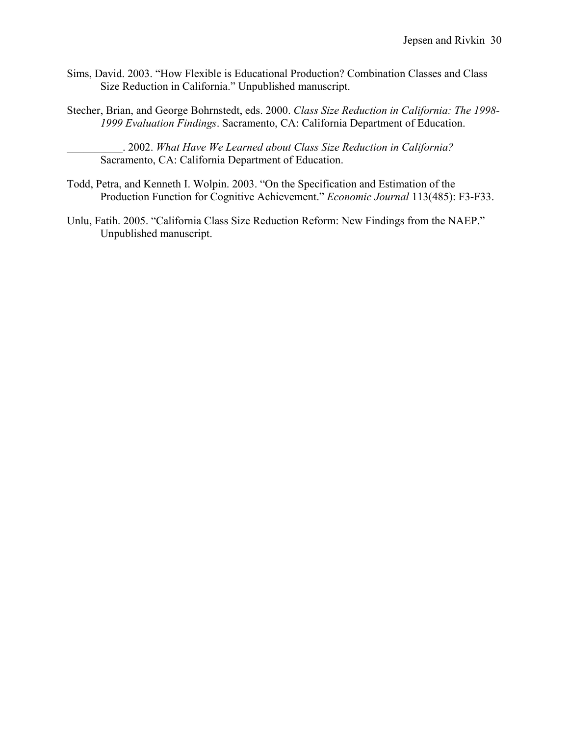Sims, David. 2003. "How Flexible is Educational Production? Combination Classes and Class Size Reduction in California." Unpublished manuscript.

Stecher, Brian, and George Bohrnstedt, eds. 2000. *Class Size Reduction in California: The 1998-1999 Evaluation Findings*. Sacramento, CA: California Department of Education.

__________. 2002. *What Have We Learned about Class Size Reduction in California?* Sacramento, CA: California Department of Education.

Todd, Petra, and Kenneth I. Wolpin. 2003. "On the Specification and Estimation of the Production Function for Cognitive Achievement." *Economic Journal* 113(485): F3-F33.

Unlu, Fatih. 2005. "California Class Size Reduction Reform: New Findings from the NAEP." Unpublished manuscript.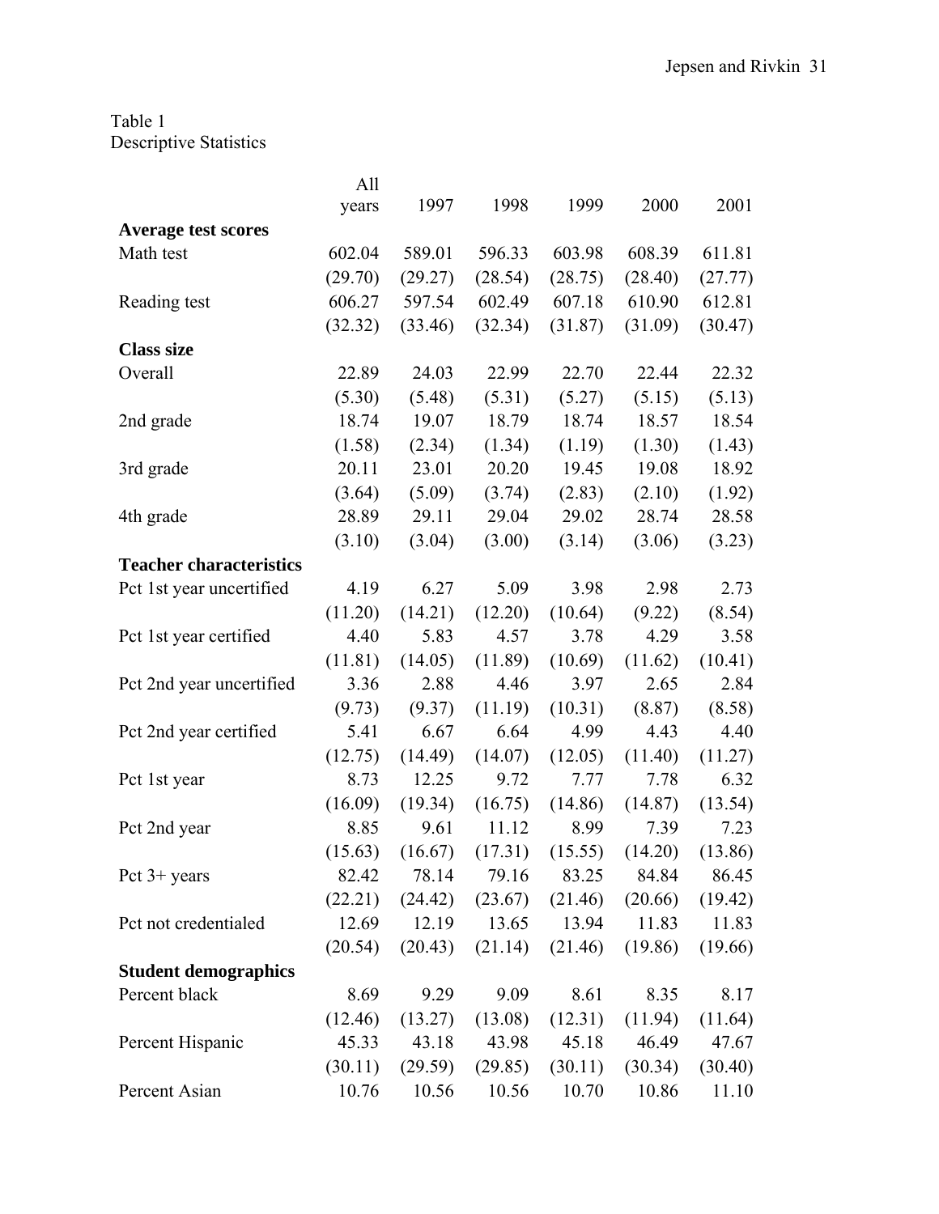Table 1
Descriptive Statistics

| | All years | 1997 | 1998 | 1999 | 2000 | 2001 |
|---|---|---|---|---|---|---|
| **Average test scores** | | | | | | |
| Math test | 602.04 | 589.01 | 596.33 | 603.98 | 608.39 | 611.81 |
| | (29.70) | (29.27) | (28.54) | (28.75) | (28.40) | (27.77) |
| Reading test | 606.27 | 597.54 | 602.49 | 607.18 | 610.90 | 612.81 |
| | (32.32) | (33.46) | (32.34) | (31.87) | (31.09) | (30.47) |
| **Class size** | | | | | | |
| Overall | 22.89 | 24.03 | 22.99 | 22.70 | 22.44 | 22.32 |
| | (5.30) | (5.48) | (5.31) | (5.27) | (5.15) | (5.13) |
| 2nd grade | 18.74 | 19.07 | 18.79 | 18.74 | 18.57 | 18.54 |
| | (1.58) | (2.34) | (1.34) | (1.19) | (1.30) | (1.43) |
| 3rd grade | 20.11 | 23.01 | 20.20 | 19.45 | 19.08 | 18.92 |
| | (3.64) | (5.09) | (3.74) | (2.83) | (2.10) | (1.92) |
| 4th grade | 28.89 | 29.11 | 29.04 | 29.02 | 28.74 | 28.58 |
| | (3.10) | (3.04) | (3.00) | (3.14) | (3.06) | (3.23) |
| **Teacher characteristics** | | | | | | |
| Pct 1st year uncertified | 4.19 | 6.27 | 5.09 | 3.98 | 2.98 | 2.73 |
| | (11.20) | (14.21) | (12.20) | (10.64) | (9.22) | (8.54) |
| Pct 1st year certified | 4.40 | 5.83 | 4.57 | 3.78 | 4.29 | 3.58 |
| | (11.81) | (14.05) | (11.89) | (10.69) | (11.62) | (10.41) |
| Pct 2nd year uncertified | 3.36 | 2.88 | 4.46 | 3.97 | 2.65 | 2.84 |
| | (9.73) | (9.37) | (11.19) | (10.31) | (8.87) | (8.58) |
| Pct 2nd year certified | 5.41 | 6.67 | 6.64 | 4.99 | 4.43 | 4.40 |
| | (12.75) | (14.49) | (14.07) | (12.05) | (11.40) | (11.27) |
| Pct 1st year | 8.73 | 12.25 | 9.72 | 7.77 | 7.78 | 6.32 |
| | (16.09) | (19.34) | (16.75) | (14.86) | (14.87) | (13.54) |
| Pct 2nd year | 8.85 | 9.61 | 11.12 | 8.99 | 7.39 | 7.23 |
| | (15.63) | (16.67) | (17.31) | (15.55) | (14.20) | (13.86) |
| Pct 3+ years | 82.42 | 78.14 | 79.16 | 83.25 | 84.84 | 86.45 |
| | (22.21) | (24.42) | (23.67) | (21.46) | (20.66) | (19.42) |
| Pct not credentialed | 12.69 | 12.19 | 13.65 | 13.94 | 11.83 | 11.83 |
| | (20.54) | (20.43) | (21.14) | (21.46) | (19.86) | (19.66) |
| **Student demographics** | | | | | | |
| Percent black | 8.69 | 9.29 | 9.09 | 8.61 | 8.35 | 8.17 |
| | (12.46) | (13.27) | (13.08) | (12.31) | (11.94) | (11.64) |
| Percent Hispanic | 45.33 | 43.18 | 43.98 | 45.18 | 46.49 | 47.67 |
| | (30.11) | (29.59) | (29.85) | (30.11) | (30.34) | (30.40) |
| Percent Asian | 10.76 | 10.56 | 10.56 | 10.70 | 10.86 | 11.10 |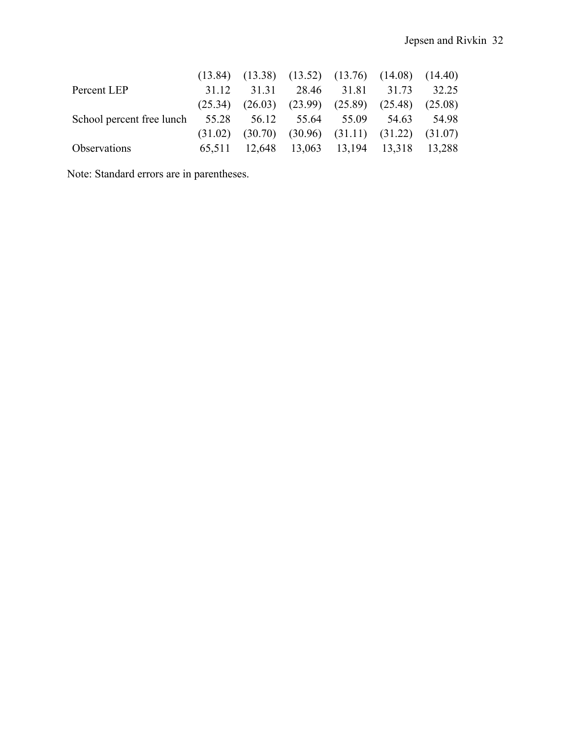| | | | | | | |
|---|---|---|---|---|---|---|
| | (13.84) | (13.38) | (13.52) | (13.76) | (14.08) | (14.40) |
| Percent LEP | 31.12 | 31.31 | 28.46 | 31.81 | 31.73 | 32.25 |
| | (25.34) | (26.03) | (23.99) | (25.89) | (25.48) | (25.08) |
| School percent free lunch | 55.28 | 56.12 | 55.64 | 55.09 | 54.63 | 54.98 |
| | (31.02) | (30.70) | (30.96) | (31.11) | (31.22) | (31.07) |
| Observations | 65,511 | 12,648 | 13,063 | 13,194 | 13,318 | 13,288 |

Note: Standard errors are in parentheses.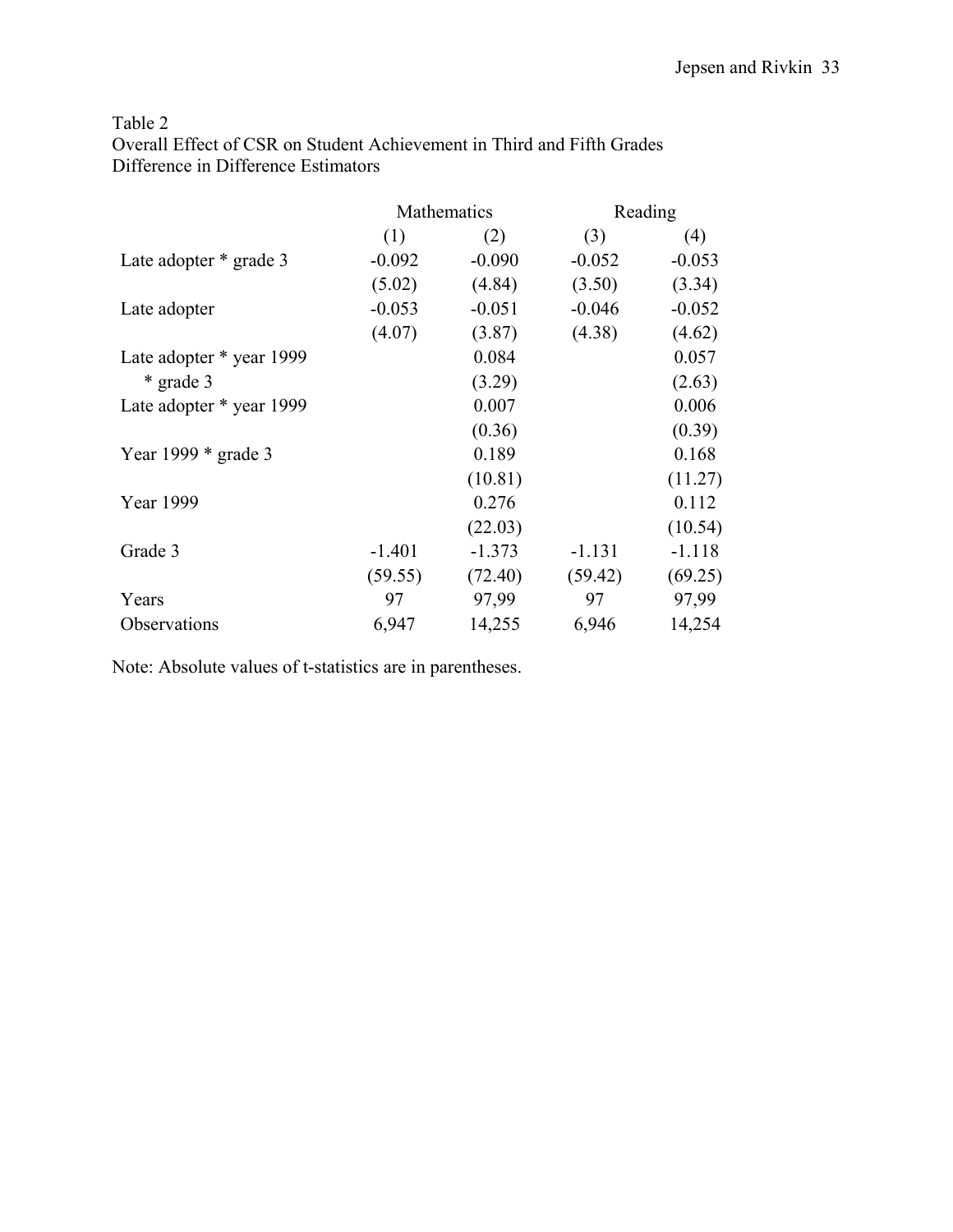Table 2
Overall Effect of CSR on Student Achievement in Third and Fifth Grades
Difference in Difference Estimators

| | Mathematics | | Reading | |
|---|---|---|---|---|
| | (1) | (2) | (3) | (4) |
| Late adopter * grade 3 | -0.092 | -0.090 | -0.052 | -0.053 |
| | (5.02) | (4.84) | (3.50) | (3.34) |
| Late adopter | -0.053 | -0.051 | -0.046 | -0.052 |
| | (4.07) | (3.87) | (4.38) | (4.62) |
| Late adopter * year 1999 * grade 3 | | 0.084 | | 0.057 |
| | | (3.29) | | (2.63) |
| Late adopter * year 1999 | | 0.007 | | 0.006 |
| | | (0.36) | | (0.39) |
| Year 1999 * grade 3 | | 0.189 | | 0.168 |
| | | (10.81) | | (11.27) |
| Year 1999 | | 0.276 | | 0.112 |
| | | (22.03) | | (10.54) |
| Grade 3 | -1.401 | -1.373 | -1.131 | -1.118 |
| | (59.55) | (72.40) | (59.42) | (69.25) |
| Years | 97 | 97,99 | 97 | 97,99 |
| Observations | 6,947 | 14,255 | 6,946 | 14,254 |

Note: Absolute values of t-statistics are in parentheses.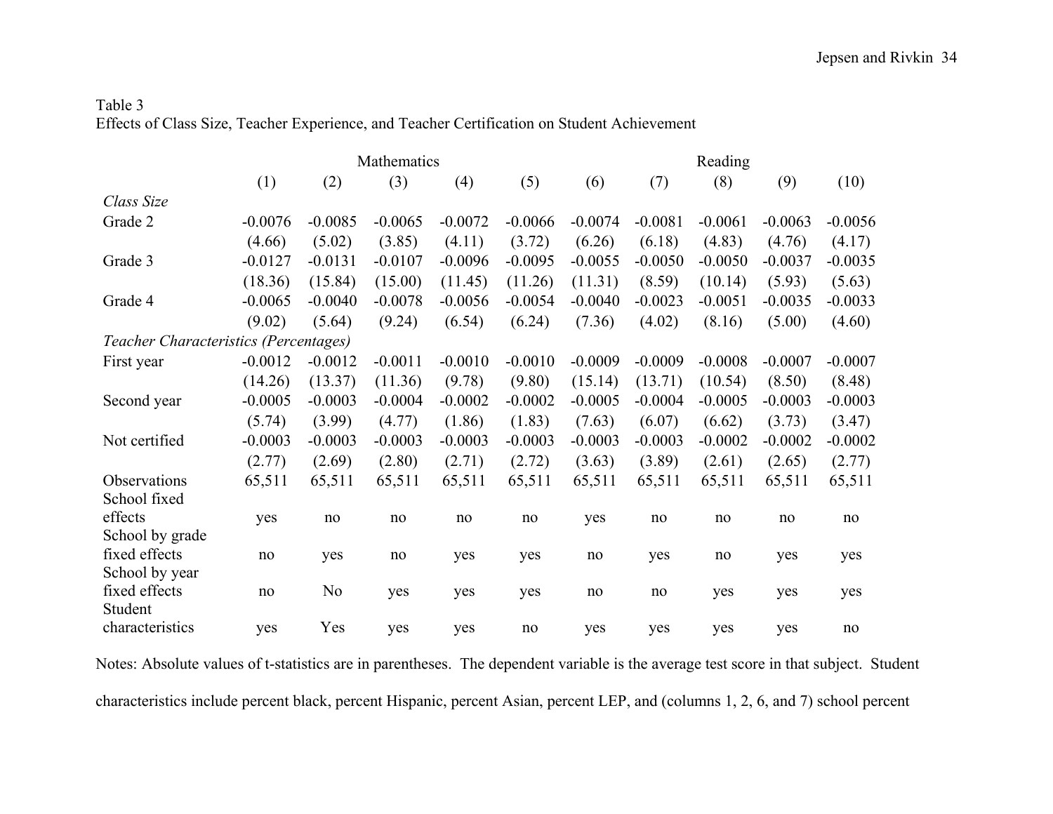Table 3
Effects of Class Size, Teacher Experience, and Teacher Certification on Student Achievement

| | Mathematics | | | | | Reading | | | | |
|---|---|---|---|---|---|---|---|---|---|---|
| | (1) | (2) | (3) | (4) | (5) | (6) | (7) | (8) | (9) | (10) |
| *Class Size* | | | | | | | | | | |
| Grade 2 | -0.0076 | -0.0085 | -0.0065 | -0.0072 | -0.0066 | -0.0074 | -0.0081 | -0.0061 | -0.0063 | -0.0056 |
| | (4.66) | (5.02) | (3.85) | (4.11) | (3.72) | (6.26) | (6.18) | (4.83) | (4.76) | (4.17) |
| Grade 3 | -0.0127 | -0.0131 | -0.0107 | -0.0096 | -0.0095 | -0.0055 | -0.0050 | -0.0050 | -0.0037 | -0.0035 |
| | (18.36) | (15.84) | (15.00) | (11.45) | (11.26) | (11.31) | (8.59) | (10.14) | (5.93) | (5.63) |
| Grade 4 | -0.0065 | -0.0040 | -0.0078 | -0.0056 | -0.0054 | -0.0040 | -0.0023 | -0.0051 | -0.0035 | -0.0033 |
| | (9.02) | (5.64) | (9.24) | (6.54) | (6.24) | (7.36) | (4.02) | (8.16) | (5.00) | (4.60) |
| *Teacher Characteristics (Percentages)* | | | | | | | | | | |
| First year | -0.0012 | -0.0012 | -0.0011 | -0.0010 | -0.0010 | -0.0009 | -0.0009 | -0.0008 | -0.0007 | -0.0007 |
| | (14.26) | (13.37) | (11.36) | (9.78) | (9.80) | (15.14) | (13.71) | (10.54) | (8.50) | (8.48) |
| Second year | -0.0005 | -0.0003 | -0.0004 | -0.0002 | -0.0002 | -0.0005 | -0.0004 | -0.0005 | -0.0003 | -0.0003 |
| | (5.74) | (3.99) | (4.77) | (1.86) | (1.83) | (7.63) | (6.07) | (6.62) | (3.73) | (3.47) |
| Not certified | -0.0003 | -0.0003 | -0.0003 | -0.0003 | -0.0003 | -0.0003 | -0.0003 | -0.0002 | -0.0002 | -0.0002 |
| | (2.77) | (2.69) | (2.80) | (2.71) | (2.72) | (3.63) | (3.89) | (2.61) | (2.65) | (2.77) |
| Observations | 65,511 | 65,511 | 65,511 | 65,511 | 65,511 | 65,511 | 65,511 | 65,511 | 65,511 | 65,511 |
| School fixed effects | yes | no | no | no | no | yes | no | no | no | no |
| School by grade fixed effects | no | yes | no | yes | yes | no | yes | no | yes | yes |
| School by year fixed effects | no | No | yes | yes | yes | no | no | yes | yes | yes |
| Student characteristics | yes | Yes | yes | yes | no | yes | yes | yes | yes | no |

Notes: Absolute values of t-statistics are in parentheses. The dependent variable is the average test score in that subject. Student characteristics include percent black, percent Hispanic, percent Asian, percent LEP, and (columns 1, 2, 6, and 7) school percent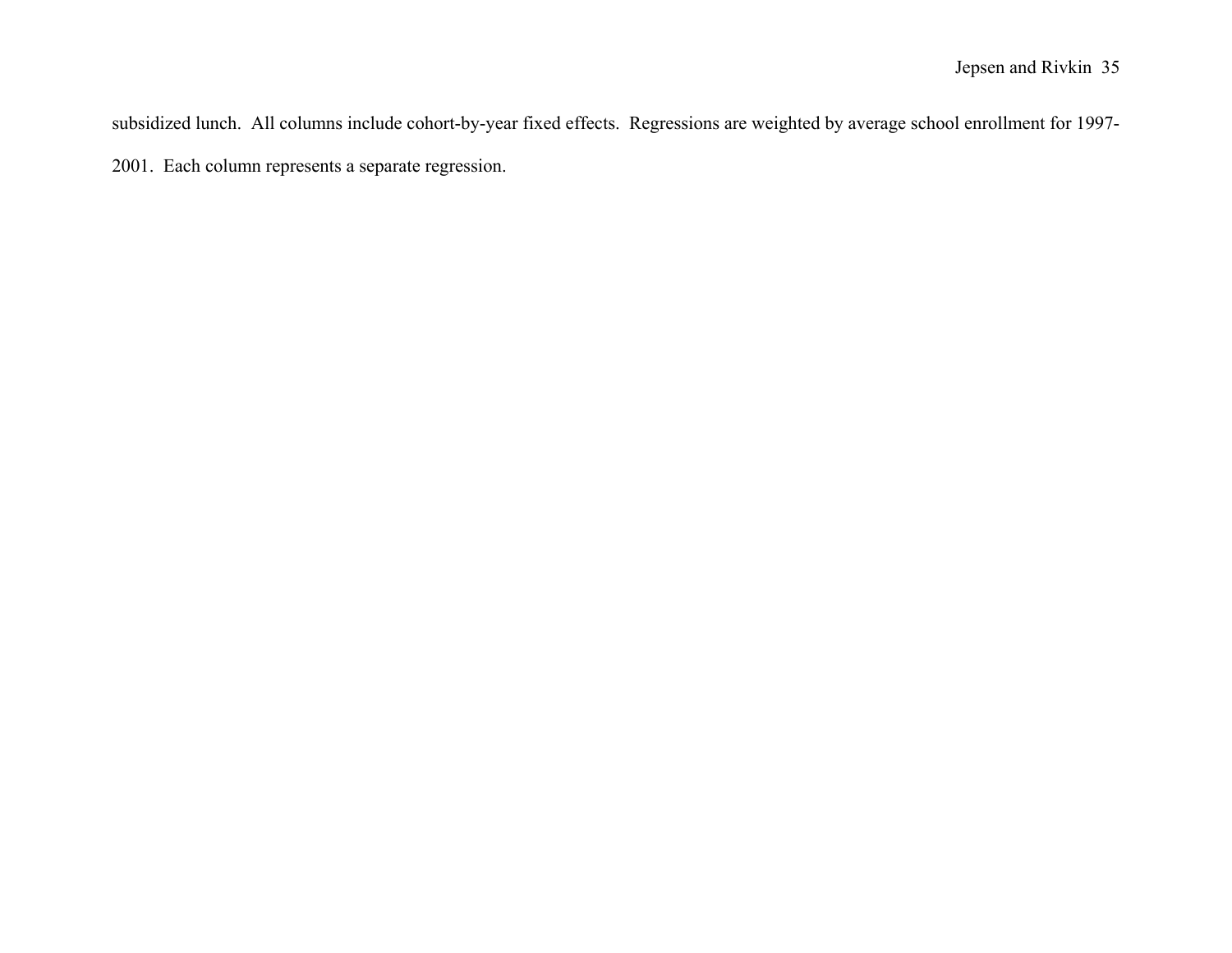subsidized lunch. All columns include cohort-by-year fixed effects. Regressions are weighted by average school enrollment for 1997-2001. Each column represents a separate regression.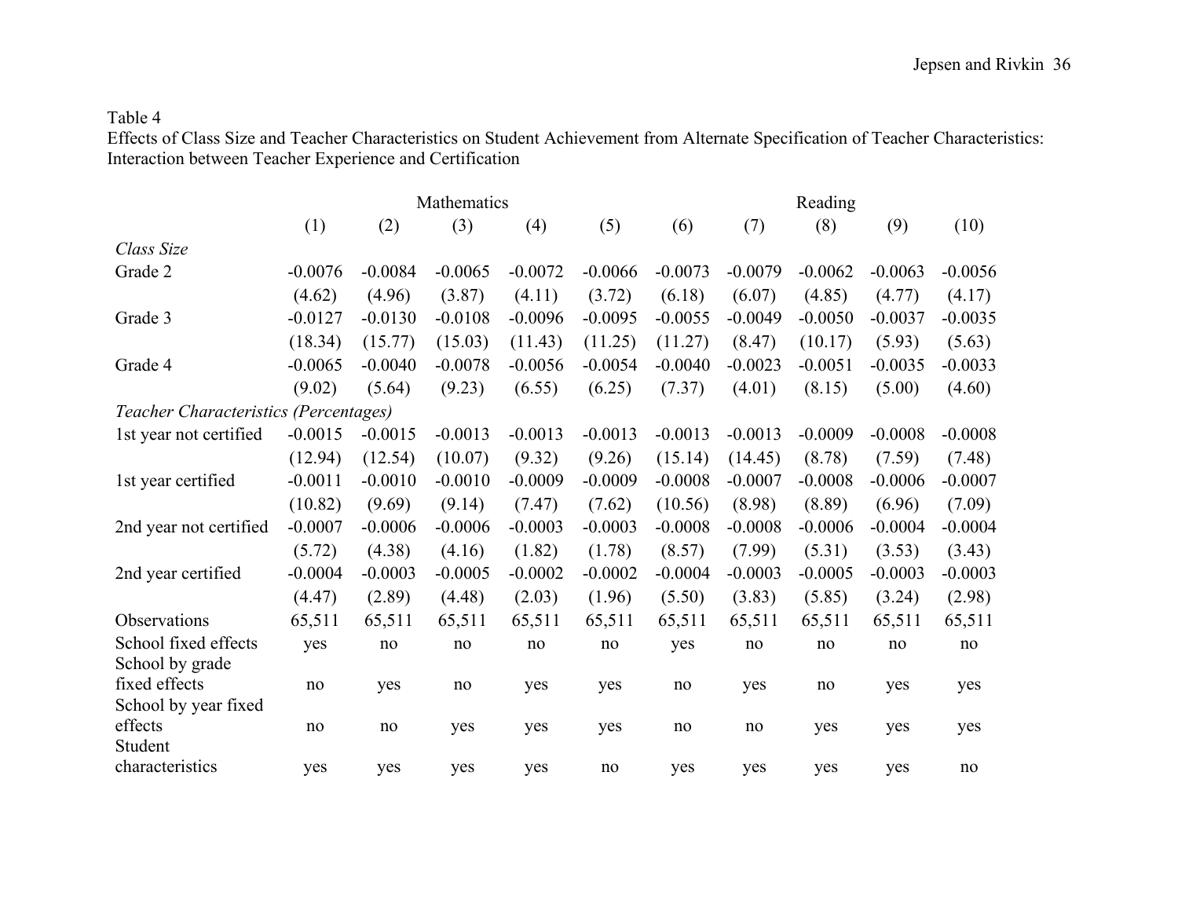Table 4

Effects of Class Size and Teacher Characteristics on Student Achievement from Alternate Specification of Teacher Characteristics: Interaction between Teacher Experience and Certification

| | Mathematics | | | | | Reading | | | | |
|---|---|---|---|---|---|---|---|---|---|---|
| | (1) | (2) | (3) | (4) | (5) | (6) | (7) | (8) | (9) | (10) |
| *Class Size* | | | | | | | | | | |
| Grade 2 | -0.0076 | -0.0084 | -0.0065 | -0.0072 | -0.0066 | -0.0073 | -0.0079 | -0.0062 | -0.0063 | -0.0056 |
| | (4.62) | (4.96) | (3.87) | (4.11) | (3.72) | (6.18) | (6.07) | (4.85) | (4.77) | (4.17) |
| Grade 3 | -0.0127 | -0.0130 | -0.0108 | -0.0096 | -0.0095 | -0.0055 | -0.0049 | -0.0050 | -0.0037 | -0.0035 |
| | (18.34) | (15.77) | (15.03) | (11.43) | (11.25) | (11.27) | (8.47) | (10.17) | (5.93) | (5.63) |
| Grade 4 | -0.0065 | -0.0040 | -0.0078 | -0.0056 | -0.0054 | -0.0040 | -0.0023 | -0.0051 | -0.0035 | -0.0033 |
| | (9.02) | (5.64) | (9.23) | (6.55) | (6.25) | (7.37) | (4.01) | (8.15) | (5.00) | (4.60) |
| *Teacher Characteristics (Percentages)* | | | | | | | | | | |
| 1st year not certified | -0.0015 | -0.0015 | -0.0013 | -0.0013 | -0.0013 | -0.0013 | -0.0013 | -0.0009 | -0.0008 | -0.0008 |
| | (12.94) | (12.54) | (10.07) | (9.32) | (9.26) | (15.14) | (14.45) | (8.78) | (7.59) | (7.48) |
| 1st year certified | -0.0011 | -0.0010 | -0.0010 | -0.0009 | -0.0009 | -0.0008 | -0.0007 | -0.0008 | -0.0006 | -0.0007 |
| | (10.82) | (9.69) | (9.14) | (7.47) | (7.62) | (10.56) | (8.98) | (8.89) | (6.96) | (7.09) |
| 2nd year not certified | -0.0007 | -0.0006 | -0.0006 | -0.0003 | -0.0003 | -0.0008 | -0.0008 | -0.0006 | -0.0004 | -0.0004 |
| | (5.72) | (4.38) | (4.16) | (1.82) | (1.78) | (8.57) | (7.99) | (5.31) | (3.53) | (3.43) |
| 2nd year certified | -0.0004 | -0.0003 | -0.0005 | -0.0002 | -0.0002 | -0.0004 | -0.0003 | -0.0005 | -0.0003 | -0.0003 |
| | (4.47) | (2.89) | (4.48) | (2.03) | (1.96) | (5.50) | (3.83) | (5.85) | (3.24) | (2.98) |
| Observations | 65,511 | 65,511 | 65,511 | 65,511 | 65,511 | 65,511 | 65,511 | 65,511 | 65,511 | 65,511 |
| School fixed effects | yes | no | no | no | no | yes | no | no | no | no |
| School by grade fixed effects | no | yes | no | yes | yes | no | yes | no | yes | yes |
| School by year fixed effects | no | no | yes | yes | yes | no | no | yes | yes | yes |
| Student characteristics | yes | yes | yes | yes | no | yes | yes | yes | yes | no |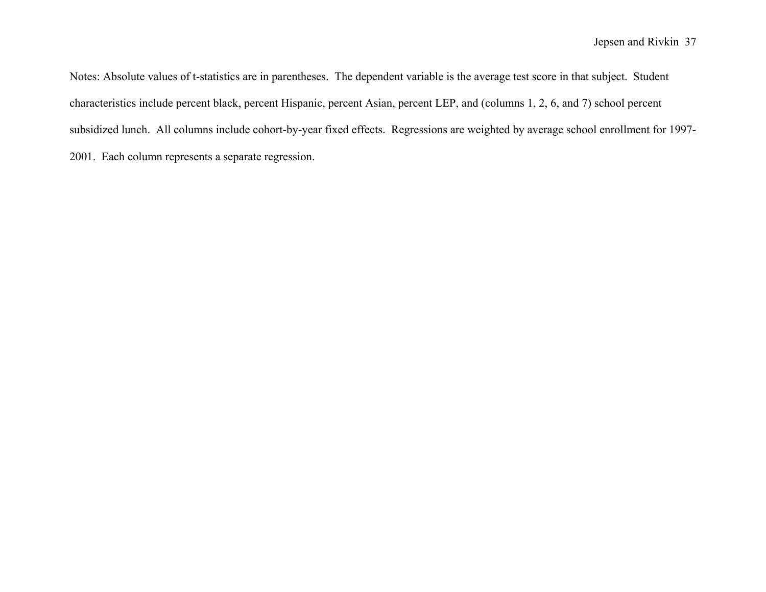Notes: Absolute values of t-statistics are in parentheses. The dependent variable is the average test score in that subject. Student characteristics include percent black, percent Hispanic, percent Asian, percent LEP, and (columns 1, 2, 6, and 7) school percent subsidized lunch. All columns include cohort-by-year fixed effects. Regressions are weighted by average school enrollment for 1997-2001. Each column represents a separate regression.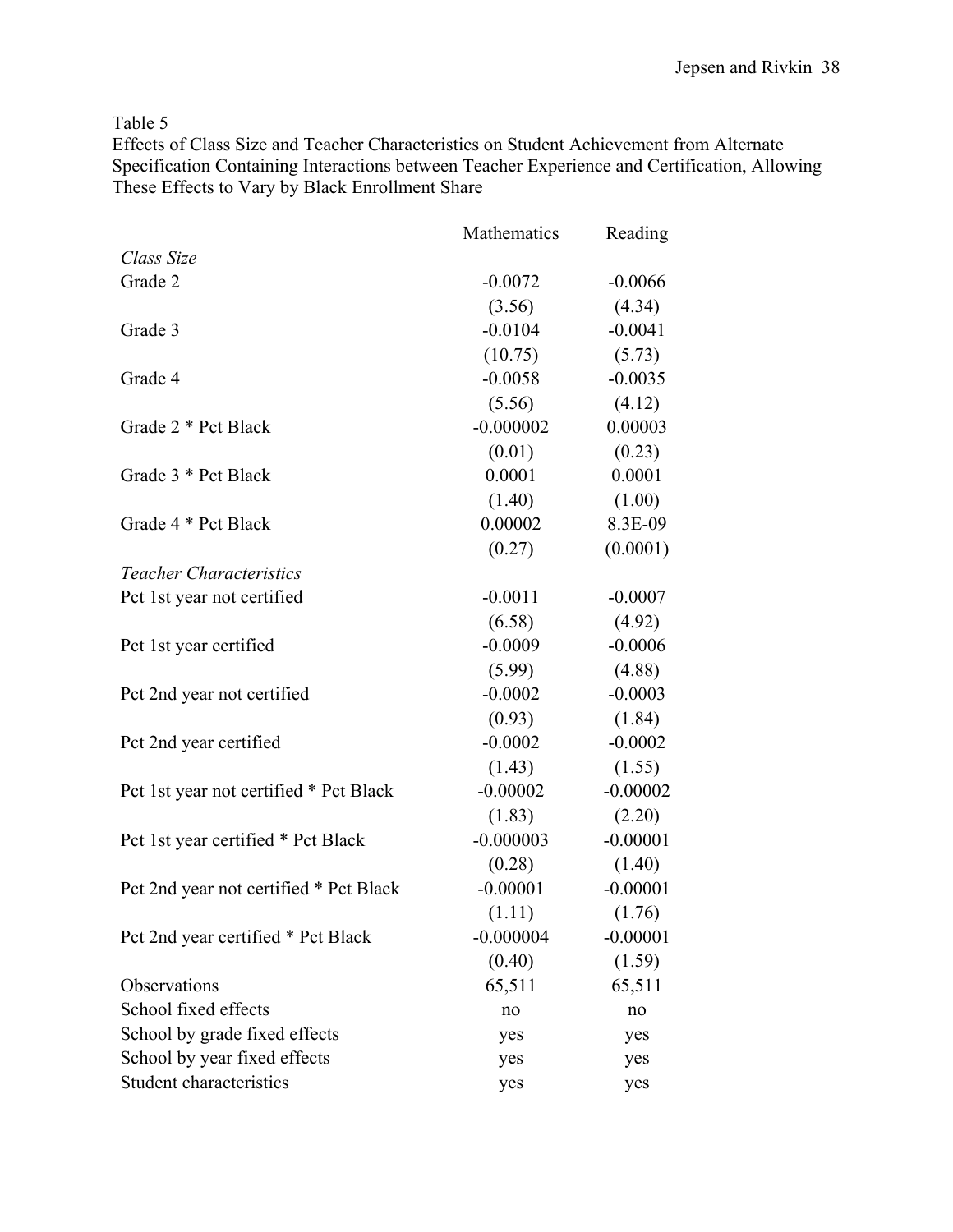Table 5

Effects of Class Size and Teacher Characteristics on Student Achievement from Alternate Specification Containing Interactions between Teacher Experience and Certification, Allowing These Effects to Vary by Black Enrollment Share

| | Mathematics | Reading |
|---|---|---|
| *Class Size* | | |
| Grade 2 | -0.0072 | -0.0066 |
| | (3.56) | (4.34) |
| Grade 3 | -0.0104 | -0.0041 |
| | (10.75) | (5.73) |
| Grade 4 | -0.0058 | -0.0035 |
| | (5.56) | (4.12) |
| Grade 2 * Pct Black | -0.000002 | 0.00003 |
| | (0.01) | (0.23) |
| Grade 3 * Pct Black | 0.0001 | 0.0001 |
| | (1.40) | (1.00) |
| Grade 4 * Pct Black | 0.00002 | 8.3E-09 |
| | (0.27) | (0.0001) |
| *Teacher Characteristics* | | |
| Pct 1st year not certified | -0.0011 | -0.0007 |
| | (6.58) | (4.92) |
| Pct 1st year certified | -0.0009 | -0.0006 |
| | (5.99) | (4.88) |
| Pct 2nd year not certified | -0.0002 | -0.0003 |
| | (0.93) | (1.84) |
| Pct 2nd year certified | -0.0002 | -0.0002 |
| | (1.43) | (1.55) |
| Pct 1st year not certified * Pct Black | -0.00002 | -0.00002 |
| | (1.83) | (2.20) |
| Pct 1st year certified * Pct Black | -0.000003 | -0.00001 |
| | (0.28) | (1.40) |
| Pct 2nd year not certified * Pct Black | -0.00001 | -0.00001 |
| | (1.11) | (1.76) |
| Pct 2nd year certified * Pct Black | -0.000004 | -0.00001 |
| | (0.40) | (1.59) |
| Observations | 65,511 | 65,511 |
| School fixed effects | no | no |
| School by grade fixed effects | yes | yes |
| School by year fixed effects | yes | yes |
| Student characteristics | yes | yes |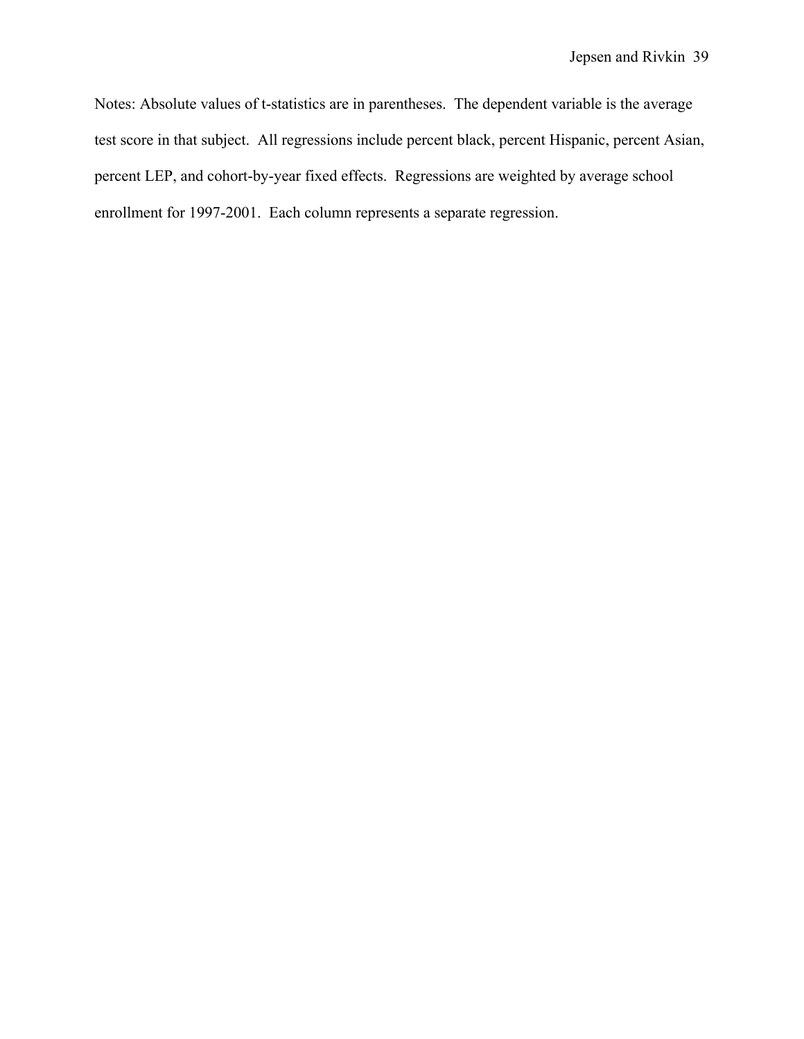Notes: Absolute values of t-statistics are in parentheses. The dependent variable is the average test score in that subject. All regressions include percent black, percent Hispanic, percent Asian, percent LEP, and cohort-by-year fixed effects. Regressions are weighted by average school enrollment for 1997-2001. Each column represents a separate regression.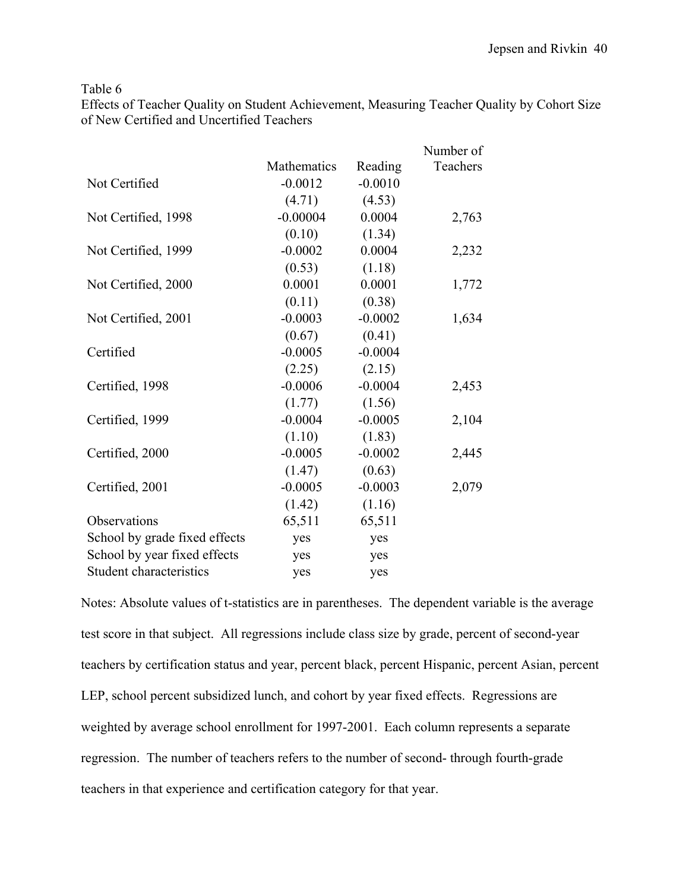Table 6

Effects of Teacher Quality on Student Achievement, Measuring Teacher Quality by Cohort Size of New Certified and Uncertified Teachers

| | Mathematics | Reading | Number of Teachers |
|---|---|---|---|
| Not Certified | -0.0012 | -0.0010 | |
| | (4.71) | (4.53) | |
| Not Certified, 1998 | -0.00004 | 0.0004 | 2,763 |
| | (0.10) | (1.34) | |
| Not Certified, 1999 | -0.0002 | 0.0004 | 2,232 |
| | (0.53) | (1.18) | |
| Not Certified, 2000 | 0.0001 | 0.0001 | 1,772 |
| | (0.11) | (0.38) | |
| Not Certified, 2001 | -0.0003 | -0.0002 | 1,634 |
| | (0.67) | (0.41) | |
| Certified | -0.0005 | -0.0004 | |
| | (2.25) | (2.15) | |
| Certified, 1998 | -0.0006 | -0.0004 | 2,453 |
| | (1.77) | (1.56) | |
| Certified, 1999 | -0.0004 | -0.0005 | 2,104 |
| | (1.10) | (1.83) | |
| Certified, 2000 | -0.0005 | -0.0002 | 2,445 |
| | (1.47) | (0.63) | |
| Certified, 2001 | -0.0005 | -0.0003 | 2,079 |
| | (1.42) | (1.16) | |
| Observations | 65,511 | 65,511 | |
| School by grade fixed effects | yes | yes | |
| School by year fixed effects | yes | yes | |
| Student characteristics | yes | yes | |

Notes: Absolute values of t-statistics are in parentheses. The dependent variable is the average test score in that subject. All regressions include class size by grade, percent of second-year teachers by certification status and year, percent black, percent Hispanic, percent Asian, percent LEP, school percent subsidized lunch, and cohort by year fixed effects. Regressions are weighted by average school enrollment for 1997-2001. Each column represents a separate regression. The number of teachers refers to the number of second- through fourth-grade teachers in that experience and certification category for that year.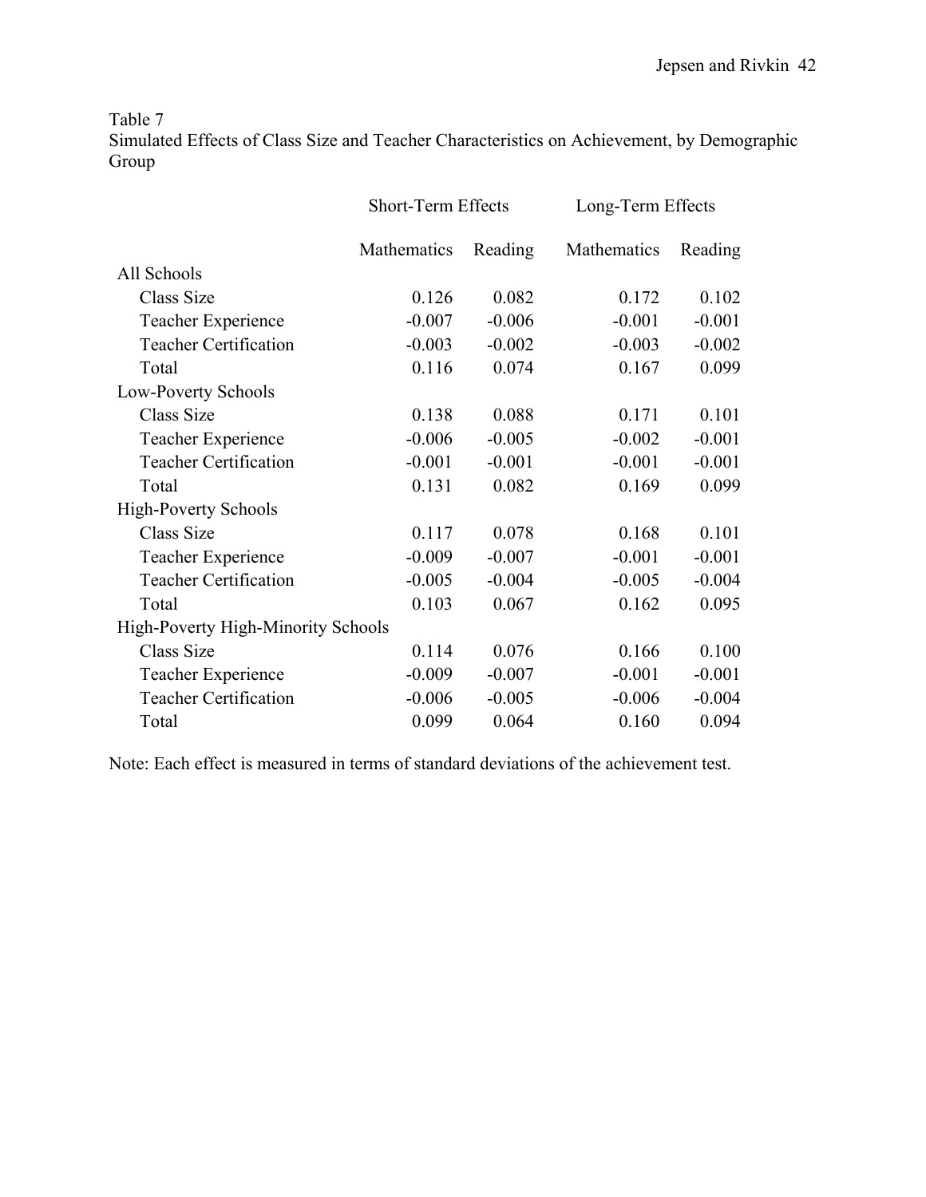Table 7
Simulated Effects of Class Size and Teacher Characteristics on Achievement, by Demographic Group

| | Short-Term Effects | | Long-Term Effects | |
|---|---|---|---|---|
| | Mathematics | Reading | Mathematics | Reading |
| All Schools | | | | |
| Class Size | 0.126 | 0.082 | 0.172 | 0.102 |
| Teacher Experience | -0.007 | -0.006 | -0.001 | -0.001 |
| Teacher Certification | -0.003 | -0.002 | -0.003 | -0.002 |
| Total | 0.116 | 0.074 | 0.167 | 0.099 |
| Low-Poverty Schools | | | | |
| Class Size | 0.138 | 0.088 | 0.171 | 0.101 |
| Teacher Experience | -0.006 | -0.005 | -0.002 | -0.001 |
| Teacher Certification | -0.001 | -0.001 | -0.001 | -0.001 |
| Total | 0.131 | 0.082 | 0.169 | 0.099 |
| High-Poverty Schools | | | | |
| Class Size | 0.117 | 0.078 | 0.168 | 0.101 |
| Teacher Experience | -0.009 | -0.007 | -0.001 | -0.001 |
| Teacher Certification | -0.005 | -0.004 | -0.005 | -0.004 |
| Total | 0.103 | 0.067 | 0.162 | 0.095 |
| High-Poverty High-Minority Schools | | | | |
| Class Size | 0.114 | 0.076 | 0.166 | 0.100 |
| Teacher Experience | -0.009 | -0.007 | -0.001 | -0.001 |
| Teacher Certification | -0.006 | -0.005 | -0.006 | -0.004 |
| Total | 0.099 | 0.064 | 0.160 | 0.094 |

Note: Each effect is measured in terms of standard deviations of the achievement test.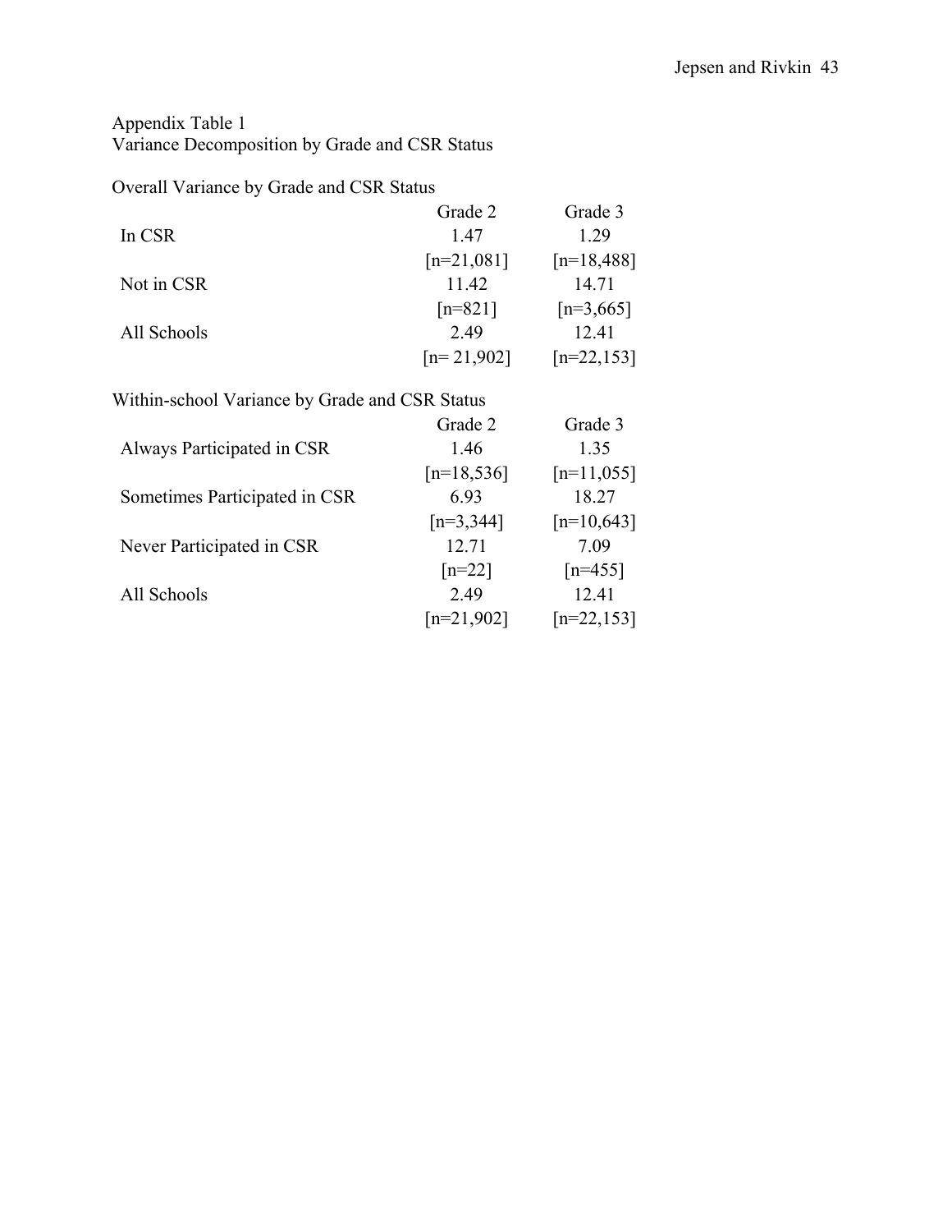Appendix Table 1
Variance Decomposition by Grade and CSR Status

Overall Variance by Grade and CSR Status

| | Grade 2 | Grade 3 |
|---|---|---|
| In CSR | 1.47 | 1.29 |
| | [n=21,081] | [n=18,488] |
| Not in CSR | 11.42 | 14.71 |
| | [n=821] | [n=3,665] |
| All Schools | 2.49 | 12.41 |
| | [n= 21,902] | [n=22,153] |

Within-school Variance by Grade and CSR Status

| | Grade 2 | Grade 3 |
|---|---|---|
| Always Participated in CSR | 1.46 | 1.35 |
| | [n=18,536] | [n=11,055] |
| Sometimes Participated in CSR | 6.93 | 18.27 |
| | [n=3,344] | [n=10,643] |
| Never Participated in CSR | 12.71 | 7.09 |
| | [n=22] | [n=455] |
| All Schools | 2.49 | 12.41 |
| | [n=21,902] | [n=22,153] |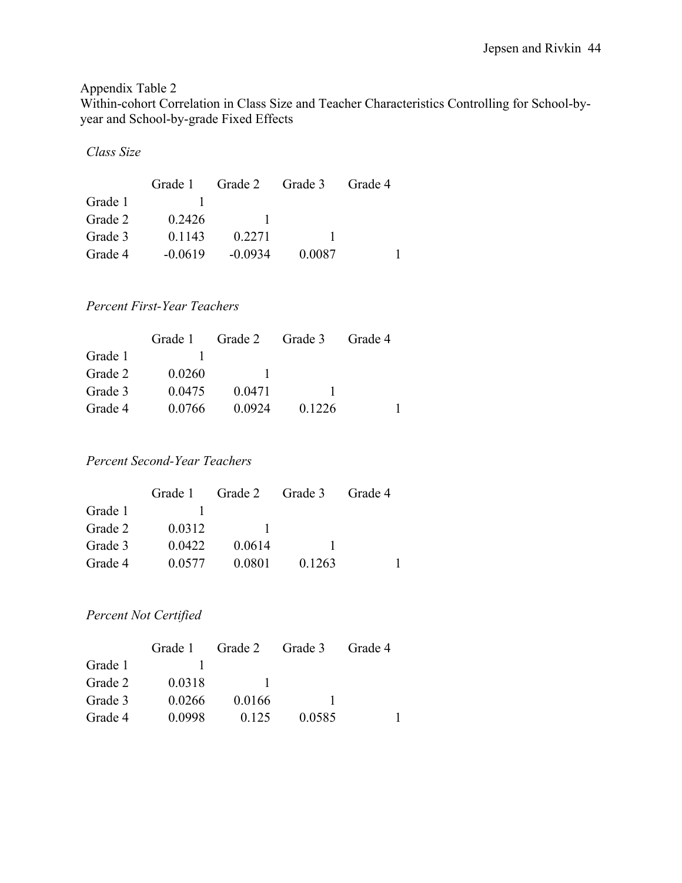Appendix Table 2
Within-cohort Correlation in Class Size and Teacher Characteristics Controlling for School-by-year and School-by-grade Fixed Effects

*Class Size*

| | Grade 1 | Grade 2 | Grade 3 | Grade 4 |
|---|---|---|---|---|
| Grade 1 | 1 | | | |
| Grade 2 | 0.2426 | 1 | | |
| Grade 3 | 0.1143 | 0.2271 | 1 | |
| Grade 4 | -0.0619 | -0.0934 | 0.0087 | 1 |

*Percent First-Year Teachers*

| | Grade 1 | Grade 2 | Grade 3 | Grade 4 |
|---|---|---|---|---|
| Grade 1 | 1 | | | |
| Grade 2 | 0.0260 | 1 | | |
| Grade 3 | 0.0475 | 0.0471 | 1 | |
| Grade 4 | 0.0766 | 0.0924 | 0.1226 | 1 |

*Percent Second-Year Teachers*

| | Grade 1 | Grade 2 | Grade 3 | Grade 4 |
|---|---|---|---|---|
| Grade 1 | 1 | | | |
| Grade 2 | 0.0312 | 1 | | |
| Grade 3 | 0.0422 | 0.0614 | 1 | |
| Grade 4 | 0.0577 | 0.0801 | 0.1263 | 1 |

*Percent Not Certified*

| | Grade 1 | Grade 2 | Grade 3 | Grade 4 |
|---|---|---|---|---|
| Grade 1 | 1 | | | |
| Grade 2 | 0.0318 | 1 | | |
| Grade 3 | 0.0266 | 0.0166 | 1 | |
| Grade 4 | 0.0998 | 0.125 | 0.0585 | 1 |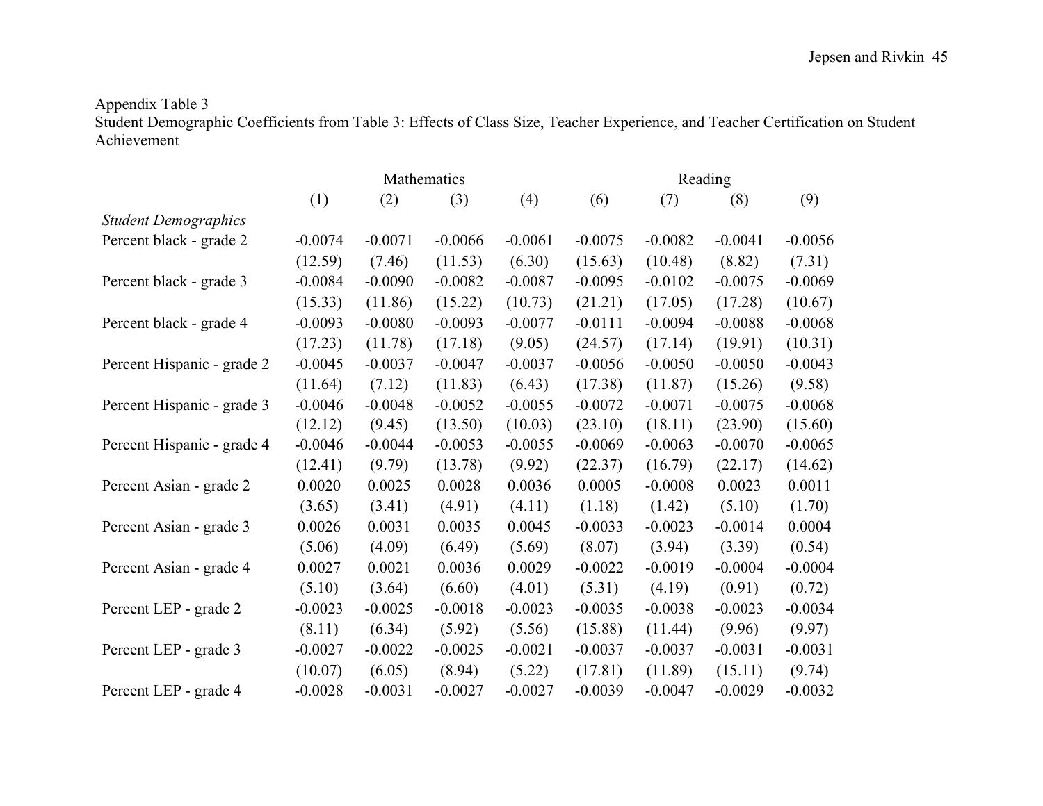Appendix Table 3

Student Demographic Coefficients from Table 3: Effects of Class Size, Teacher Experience, and Teacher Certification on Student Achievement

| | Mathematics | | | | Reading | | | |
|---|---|---|---|---|---|---|---|---|
| | (1) | (2) | (3) | (4) | (6) | (7) | (8) | (9) |
| *Student Demographics* | | | | | | | | |
| Percent black - grade 2 | -0.0074 | -0.0071 | -0.0066 | -0.0061 | -0.0075 | -0.0082 | -0.0041 | -0.0056 |
| | (12.59) | (7.46) | (11.53) | (6.30) | (15.63) | (10.48) | (8.82) | (7.31) |
| Percent black - grade 3 | -0.0084 | -0.0090 | -0.0082 | -0.0087 | -0.0095 | -0.0102 | -0.0075 | -0.0069 |
| | (15.33) | (11.86) | (15.22) | (10.73) | (21.21) | (17.05) | (17.28) | (10.67) |
| Percent black - grade 4 | -0.0093 | -0.0080 | -0.0093 | -0.0077 | -0.0111 | -0.0094 | -0.0088 | -0.0068 |
| | (17.23) | (11.78) | (17.18) | (9.05) | (24.57) | (17.14) | (19.91) | (10.31) |
| Percent Hispanic - grade 2 | -0.0045 | -0.0037 | -0.0047 | -0.0037 | -0.0056 | -0.0050 | -0.0050 | -0.0043 |
| | (11.64) | (7.12) | (11.83) | (6.43) | (17.38) | (11.87) | (15.26) | (9.58) |
| Percent Hispanic - grade 3 | -0.0046 | -0.0048 | -0.0052 | -0.0055 | -0.0072 | -0.0071 | -0.0075 | -0.0068 |
| | (12.12) | (9.45) | (13.50) | (10.03) | (23.10) | (18.11) | (23.90) | (15.60) |
| Percent Hispanic - grade 4 | -0.0046 | -0.0044 | -0.0053 | -0.0055 | -0.0069 | -0.0063 | -0.0070 | -0.0065 |
| | (12.41) | (9.79) | (13.78) | (9.92) | (22.37) | (16.79) | (22.17) | (14.62) |
| Percent Asian - grade 2 | 0.0020 | 0.0025 | 0.0028 | 0.0036 | 0.0005 | -0.0008 | 0.0023 | 0.0011 |
| | (3.65) | (3.41) | (4.91) | (4.11) | (1.18) | (1.42) | (5.10) | (1.70) |
| Percent Asian - grade 3 | 0.0026 | 0.0031 | 0.0035 | 0.0045 | -0.0033 | -0.0023 | -0.0014 | 0.0004 |
| | (5.06) | (4.09) | (6.49) | (5.69) | (8.07) | (3.94) | (3.39) | (0.54) |
| Percent Asian - grade 4 | 0.0027 | 0.0021 | 0.0036 | 0.0029 | -0.0022 | -0.0019 | -0.0004 | -0.0004 |
| | (5.10) | (3.64) | (6.60) | (4.01) | (5.31) | (4.19) | (0.91) | (0.72) |
| Percent LEP - grade 2 | -0.0023 | -0.0025 | -0.0018 | -0.0023 | -0.0035 | -0.0038 | -0.0023 | -0.0034 |
| | (8.11) | (6.34) | (5.92) | (5.56) | (15.88) | (11.44) | (9.96) | (9.97) |
| Percent LEP - grade 3 | -0.0027 | -0.0022 | -0.0025 | -0.0021 | -0.0037 | -0.0037 | -0.0031 | -0.0031 |
| | (10.07) | (6.05) | (8.94) | (5.22) | (17.81) | (11.89) | (15.11) | (9.74) |
| Percent LEP - grade 4 | -0.0028 | -0.0031 | -0.0027 | -0.0027 | -0.0039 | -0.0047 | -0.0029 | -0.0032 |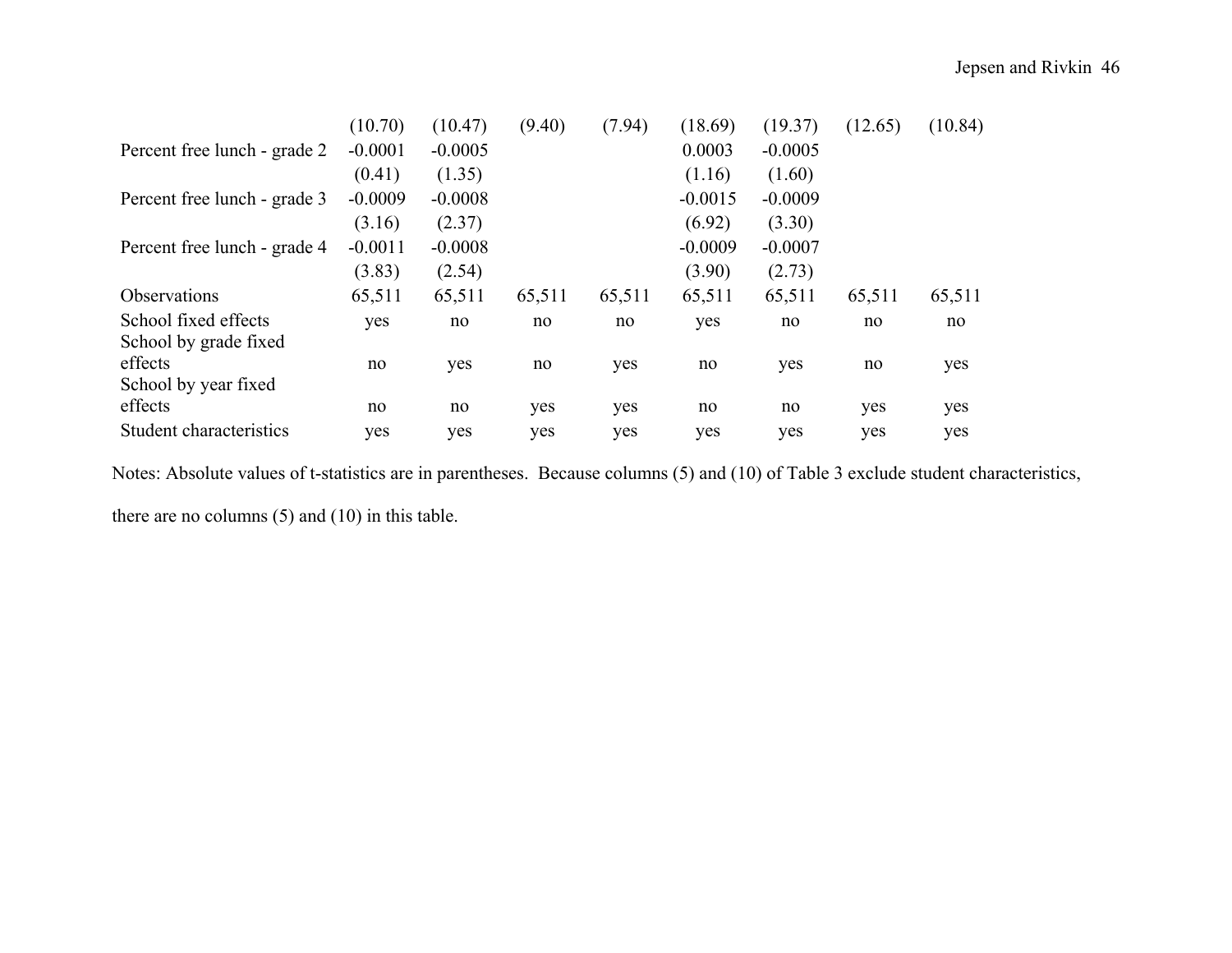| | | | | | | | | |
|---|---|---|---|---|---|---|---|---|
| | (10.70) | (10.47) | (9.40) | (7.94) | (18.69) | (19.37) | (12.65) | (10.84) |
| Percent free lunch - grade 2 | -0.0001 | -0.0005 | | | 0.0003 | -0.0005 | | |
| | (0.41) | (1.35) | | | (1.16) | (1.60) | | |
| Percent free lunch - grade 3 | -0.0009 | -0.0008 | | | -0.0015 | -0.0009 | | |
| | (3.16) | (2.37) | | | (6.92) | (3.30) | | |
| Percent free lunch - grade 4 | -0.0011 | -0.0008 | | | -0.0009 | -0.0007 | | |
| | (3.83) | (2.54) | | | (3.90) | (2.73) | | |
| Observations | 65,511 | 65,511 | 65,511 | 65,511 | 65,511 | 65,511 | 65,511 | 65,511 |
| School fixed effects | yes | no | no | no | yes | no | no | no |
| School by grade fixed effects | no | yes | no | yes | no | yes | no | yes |
| School by year fixed effects | no | no | yes | yes | no | no | yes | yes |
| Student characteristics | yes | yes | yes | yes | yes | yes | yes | yes |

Notes: Absolute values of t-statistics are in parentheses. Because columns (5) and (10) of Table 3 exclude student characteristics, there are no columns (5) and (10) in this table.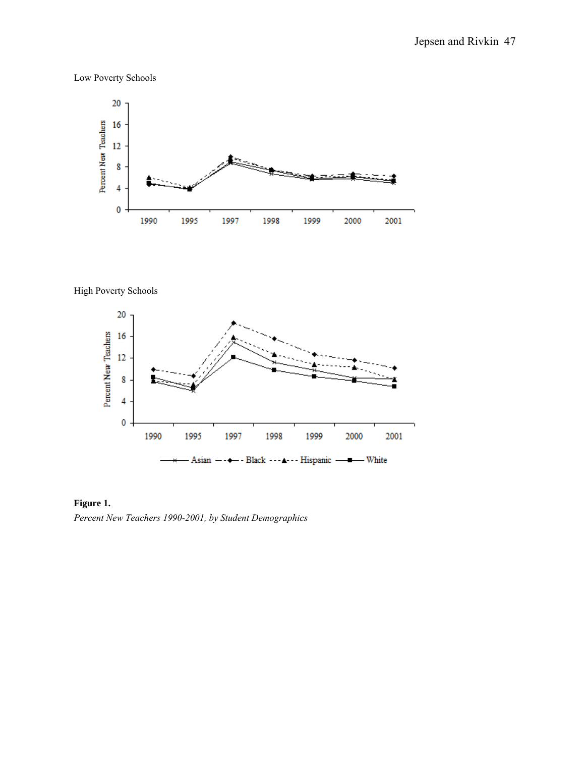Low Poverty Schools

High Poverty Schools

**Figure 1.**

*Percent New Teachers 1990-2001, by Student Demographics*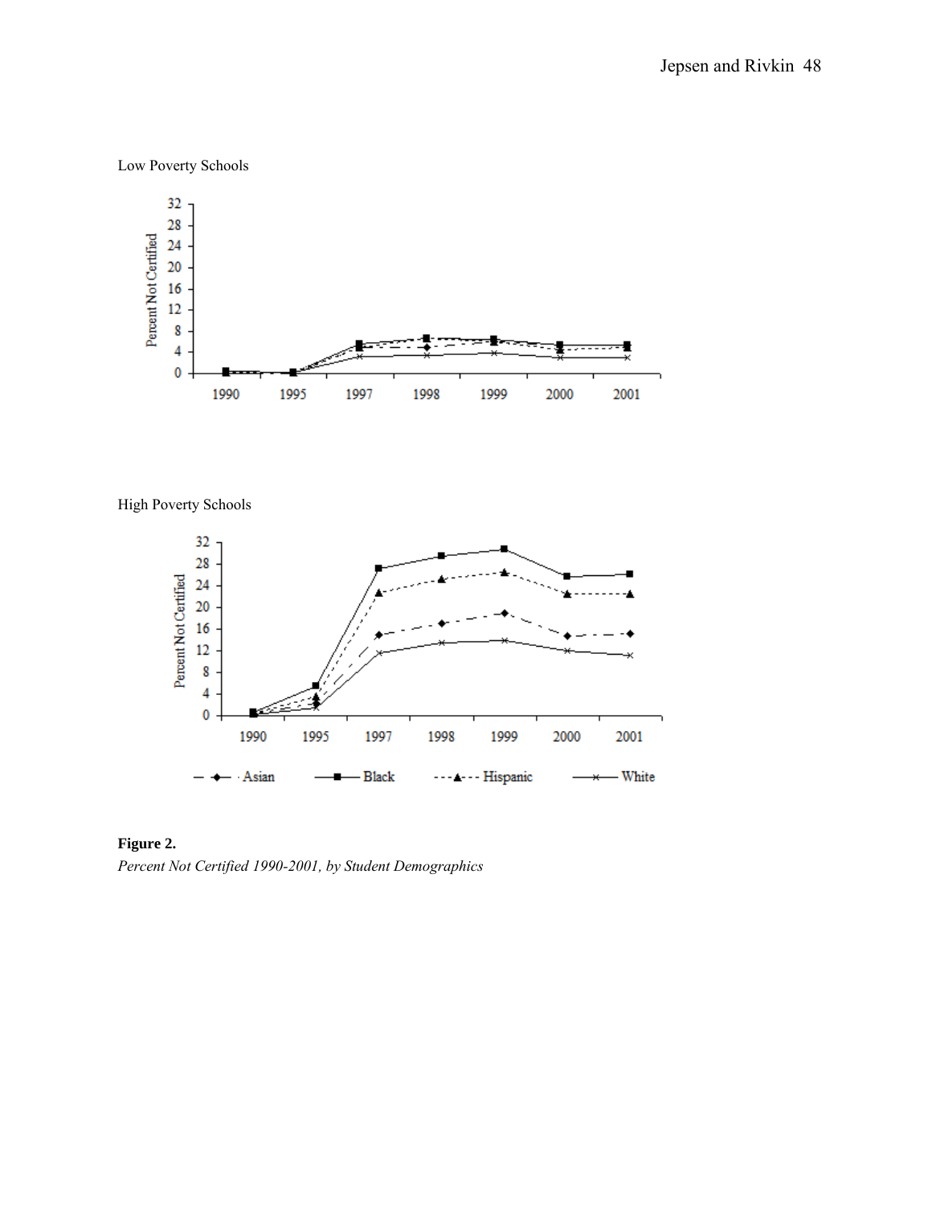Low Poverty Schools

High Poverty Schools

**Figure 2.**
*Percent Not Certified 1990-2001, by Student Demographics*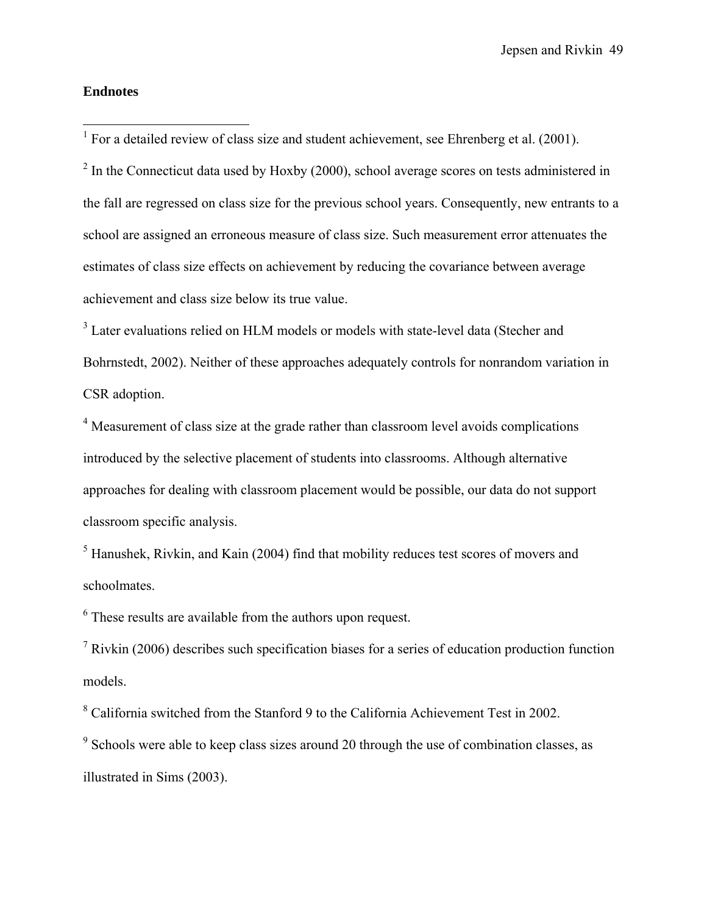**Endnotes**

[1] For a detailed review of class size and student achievement, see Ehrenberg et al. (2001).

[2] In the Connecticut data used by Hoxby (2000), school average scores on tests administered in the fall are regressed on class size for the previous school years. Consequently, new entrants to a school are assigned an erroneous measure of class size. Such measurement error attenuates the estimates of class size effects on achievement by reducing the covariance between average achievement and class size below its true value.

[3] Later evaluations relied on HLM models or models with state-level data (Stecher and Bohrnstedt, 2002). Neither of these approaches adequately controls for nonrandom variation in CSR adoption.

[4] Measurement of class size at the grade rather than classroom level avoids complications introduced by the selective placement of students into classrooms. Although alternative approaches for dealing with classroom placement would be possible, our data do not support classroom specific analysis.

[5] Hanushek, Rivkin, and Kain (2004) find that mobility reduces test scores of movers and schoolmates.

[6] These results are available from the authors upon request.

[7] Rivkin (2006) describes such specification biases for a series of education production function models.

[8] California switched from the Stanford 9 to the California Achievement Test in 2002.

[9] Schools were able to keep class sizes around 20 through the use of combination classes, as illustrated in Sims (2003).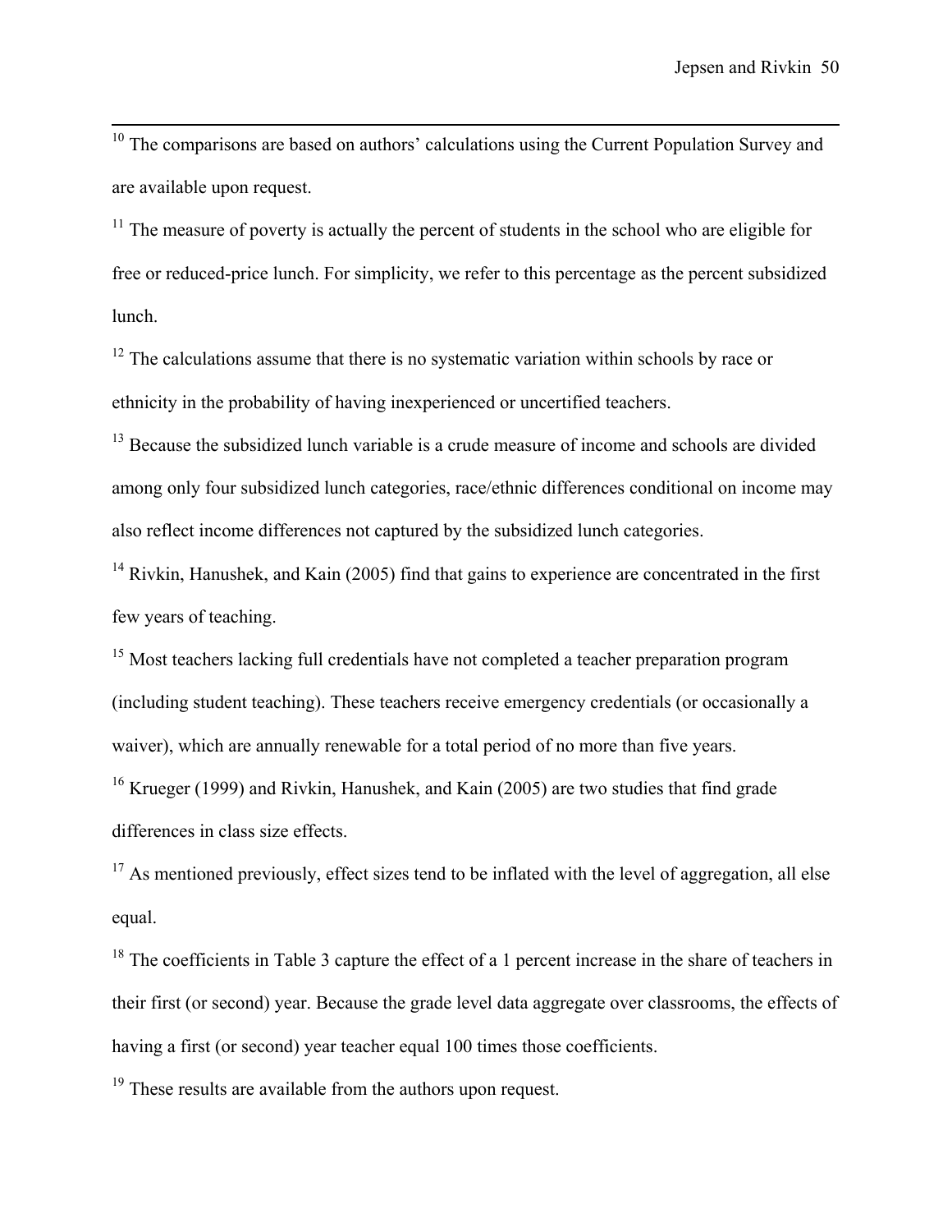[10] The comparisons are based on authors' calculations using the Current Population Survey and are available upon request.

[11] The measure of poverty is actually the percent of students in the school who are eligible for free or reduced-price lunch. For simplicity, we refer to this percentage as the percent subsidized lunch.

[12] The calculations assume that there is no systematic variation within schools by race or ethnicity in the probability of having inexperienced or uncertified teachers.

[13] Because the subsidized lunch variable is a crude measure of income and schools are divided among only four subsidized lunch categories, race/ethnic differences conditional on income may also reflect income differences not captured by the subsidized lunch categories.

[14] Rivkin, Hanushek, and Kain (2005) find that gains to experience are concentrated in the first few years of teaching.

[15] Most teachers lacking full credentials have not completed a teacher preparation program (including student teaching). These teachers receive emergency credentials (or occasionally a waiver), which are annually renewable for a total period of no more than five years.

[16] Krueger (1999) and Rivkin, Hanushek, and Kain (2005) are two studies that find grade differences in class size effects.

[17] As mentioned previously, effect sizes tend to be inflated with the level of aggregation, all else equal.

[18] The coefficients in Table 3 capture the effect of a 1 percent increase in the share of teachers in their first (or second) year. Because the grade level data aggregate over classrooms, the effects of having a first (or second) year teacher equal 100 times those coefficients.

[19] These results are available from the authors upon request.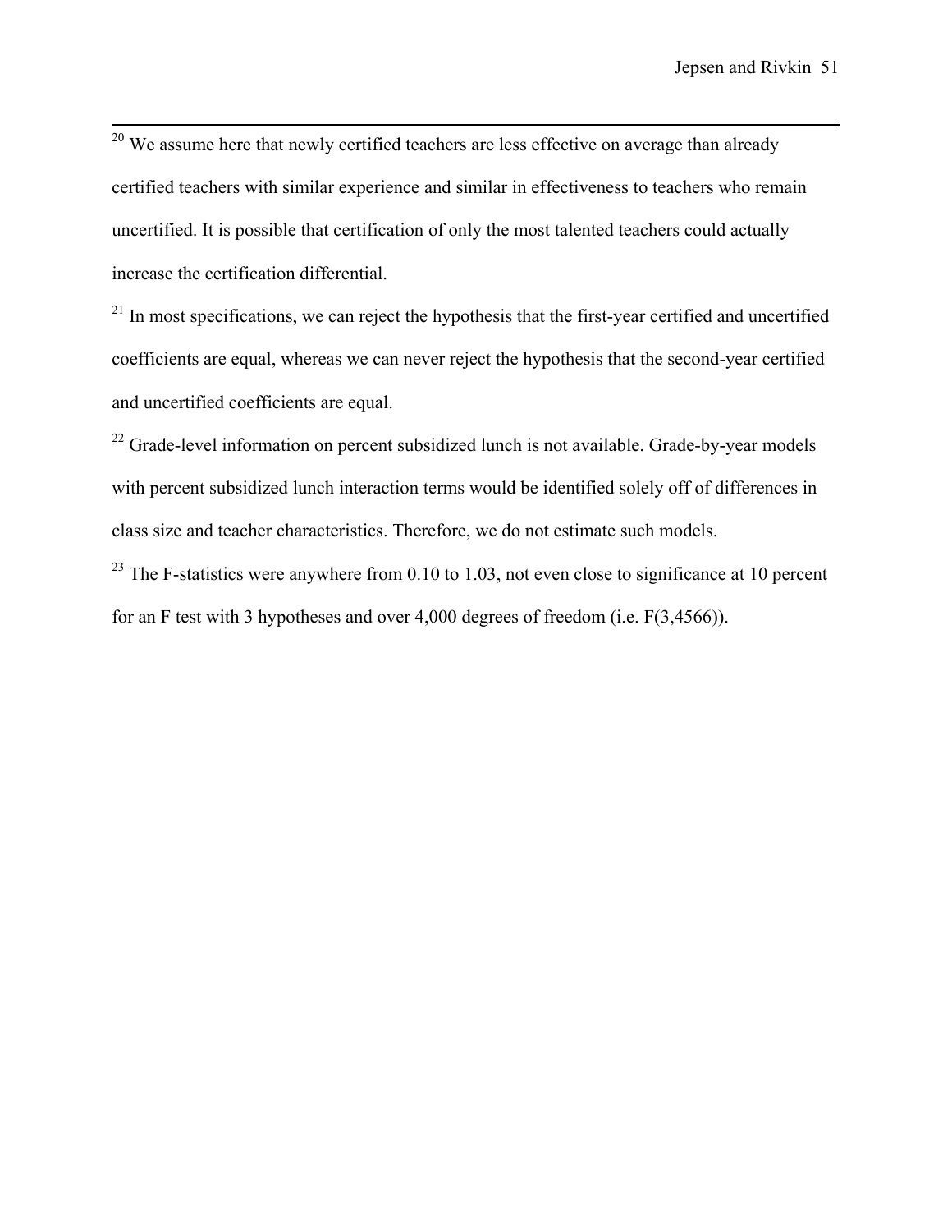[20] We assume here that newly certified teachers are less effective on average than already certified teachers with similar experience and similar in effectiveness to teachers who remain uncertified. It is possible that certification of only the most talented teachers could actually increase the certification differential.

[21] In most specifications, we can reject the hypothesis that the first-year certified and uncertified coefficients are equal, whereas we can never reject the hypothesis that the second-year certified and uncertified coefficients are equal.

[22] Grade-level information on percent subsidized lunch is not available. Grade-by-year models with percent subsidized lunch interaction terms would be identified solely off of differences in class size and teacher characteristics. Therefore, we do not estimate such models.

[23] The F-statistics were anywhere from 0.10 to 1.03, not even close to significance at 10 percent for an F test with 3 hypotheses and over 4,000 degrees of freedom (i.e. $F(3,4566)$).